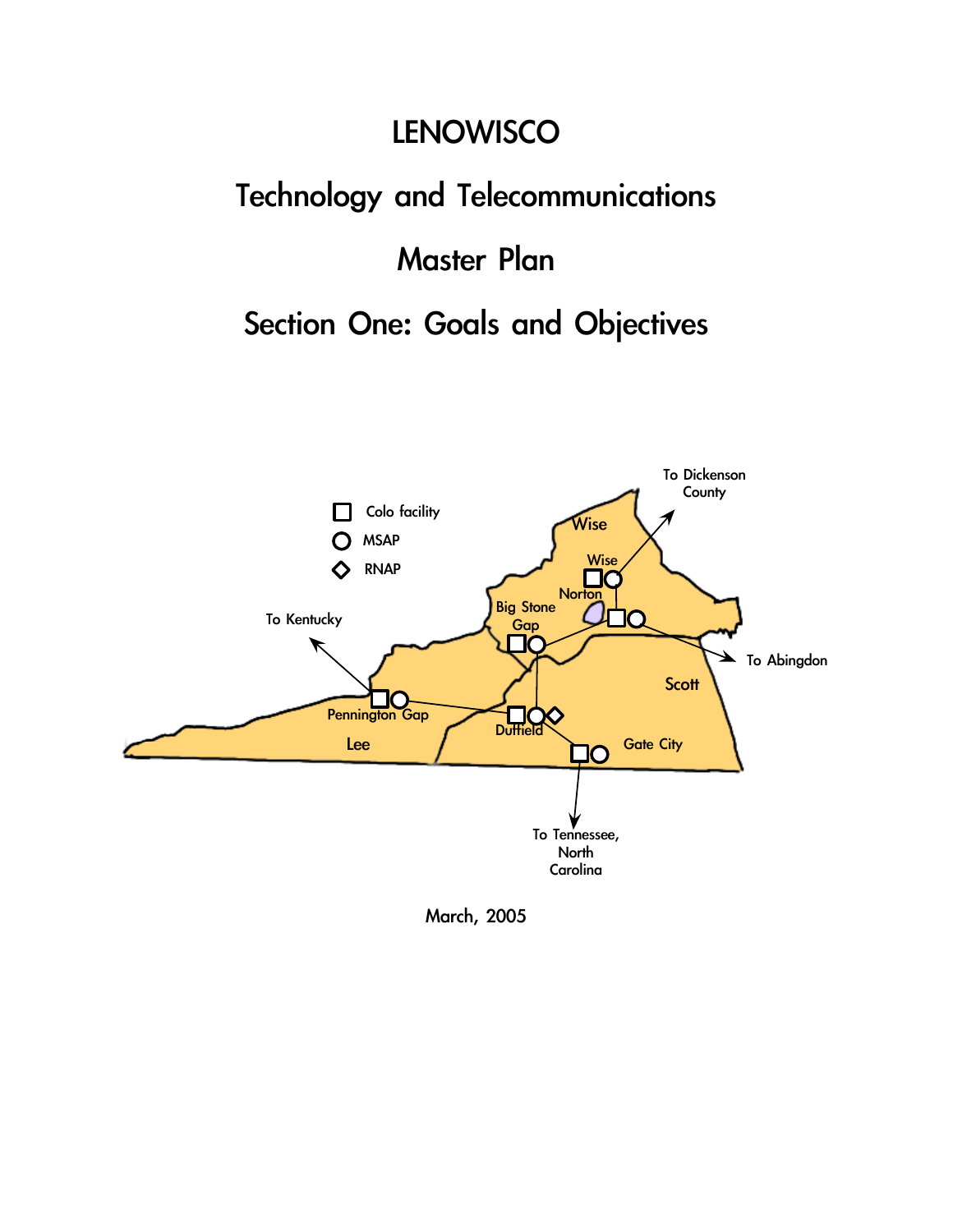# LENOWISCO

# Technology and Telecommunications

# Master Plan

# Section One: Goals and Objectives

March, 2005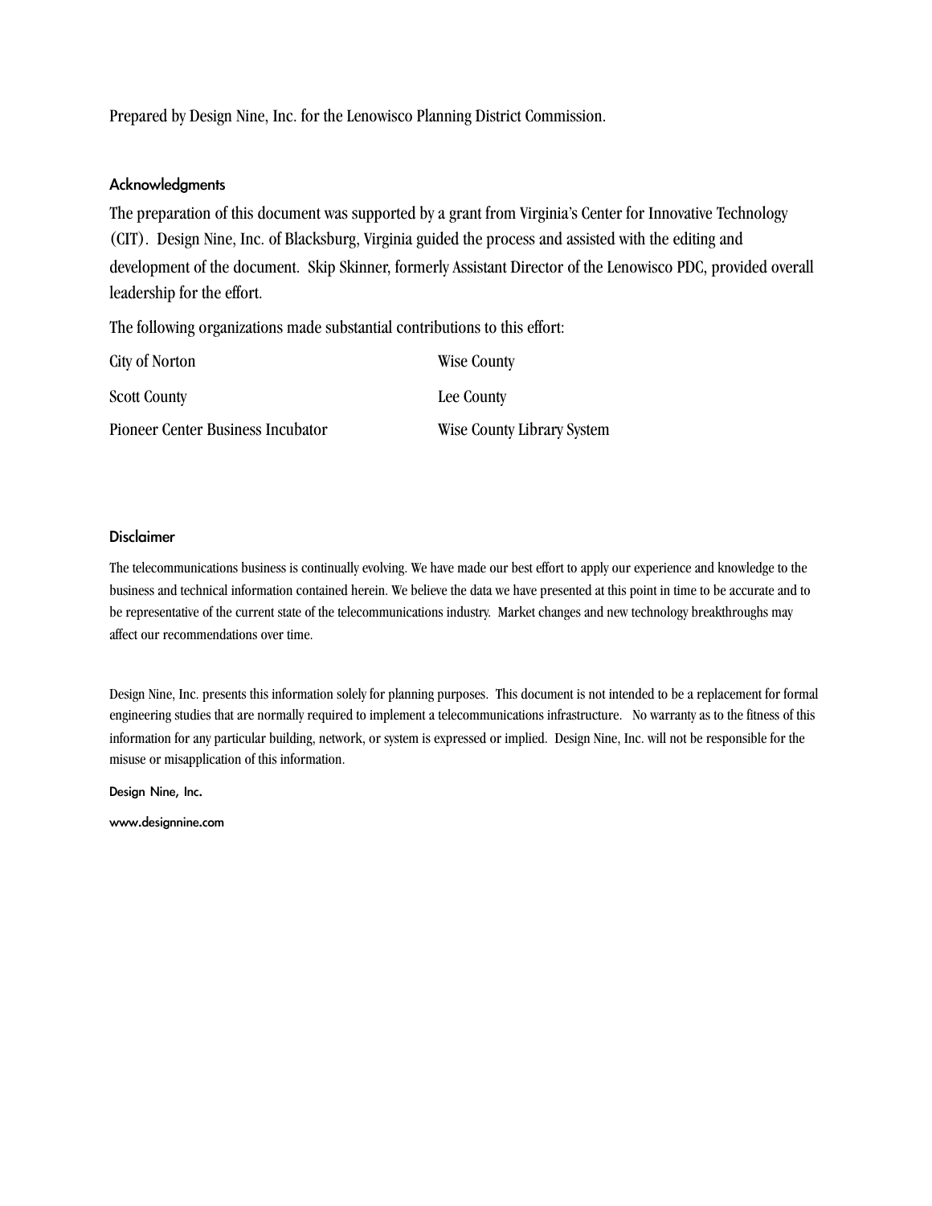Prepared by Design Nine, Inc. for the Lenowisco Planning District Commission.

## Acknowledgments

The preparation of this document was supported by a grant from Virginia's Center for Innovative Technology (CIT). Design Nine, Inc. of Blacksburg, Virginia guided the process and assisted with the editing and development of the document. Skip Skinner, formerly Assistant Director of the Lenowisco PDC, provided overall leadership for the effort.

The following organizations made substantial contributions to this effort:

| | |
|---|---|
| City of Norton | Wise County |
| Scott County | Lee County |
| Pioneer Center Business Incubator | Wise County Library System |

## Disclaimer

The telecommunications business is continually evolving. We have made our best effort to apply our experience and knowledge to the business and technical information contained herein. We believe the data we have presented at this point in time to be accurate and to be representative of the current state of the telecommunications industry. Market changes and new technology breakthroughs may affect our recommendations over time.

Design Nine, Inc. presents this information solely for planning purposes. This document is not intended to be a replacement for formal engineering studies that are normally required to implement a telecommunications infrastructure. No warranty as to the fitness of this information for any particular building, network, or system is expressed or implied. Design Nine, Inc. will not be responsible for the misuse or misapplication of this information.

Design Nine, Inc.

www.designnine.com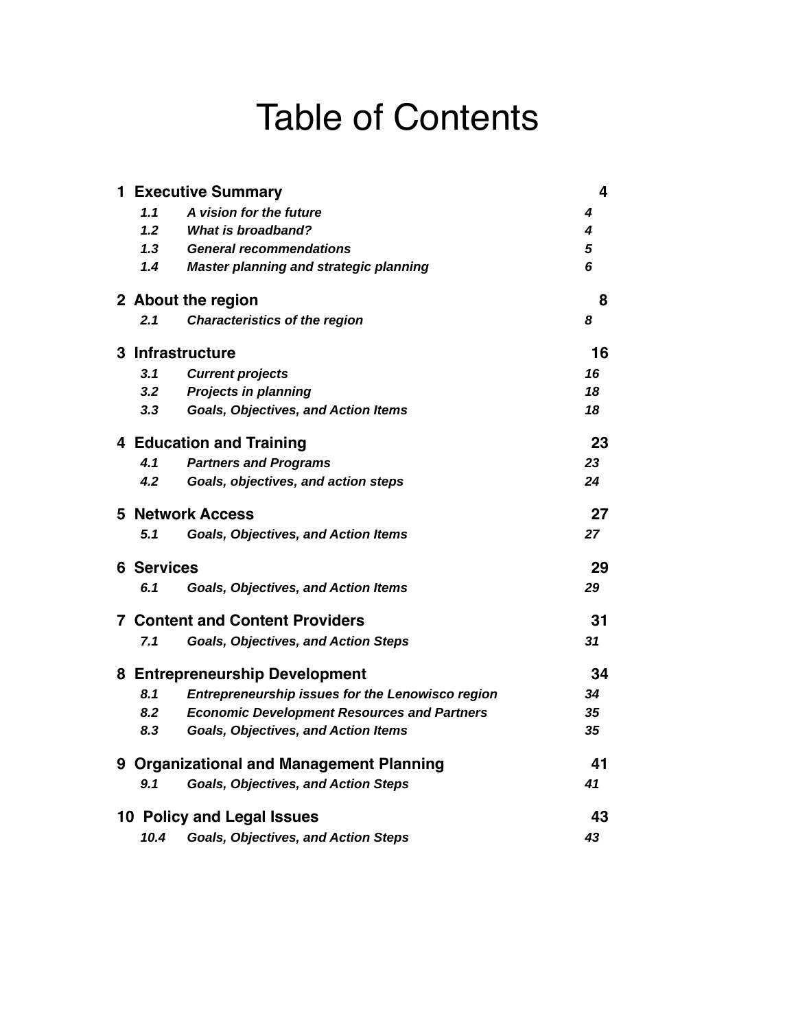# Table of Contents

| | | |
|---|---|---|
| **1 Executive Summary** | | **4** |
| ***1.1*** | ***A vision for the future*** | ***4*** |
| ***1.2*** | ***What is broadband?*** | ***4*** |
| ***1.3*** | ***General recommendations*** | ***5*** |
| ***1.4*** | ***Master planning and strategic planning*** | ***6*** |
| **2 About the region** | | **8** |
| ***2.1*** | ***Characteristics of the region*** | ***8*** |
| **3 Infrastructure** | | **16** |
| ***3.1*** | ***Current projects*** | ***16*** |
| ***3.2*** | ***Projects in planning*** | ***18*** |
| ***3.3*** | ***Goals, Objectives, and Action Items*** | ***18*** |
| **4 Education and Training** | | **23** |
| ***4.1*** | ***Partners and Programs*** | ***23*** |
| ***4.2*** | ***Goals, objectives, and action steps*** | ***24*** |
| **5 Network Access** | | **27** |
| ***5.1*** | ***Goals, Objectives, and Action Items*** | ***27*** |
| **6 Services** | | **29** |
| ***6.1*** | ***Goals, Objectives, and Action Items*** | ***29*** |
| **7 Content and Content Providers** | | **31** |
| ***7.1*** | ***Goals, Objectives, and Action Steps*** | ***31*** |
| **8 Entrepreneurship Development** | | **34** |
| ***8.1*** | ***Entrepreneurship issues for the Lenowisco region*** | ***34*** |
| ***8.2*** | ***Economic Development Resources and Partners*** | ***35*** |
| ***8.3*** | ***Goals, Objectives, and Action Items*** | ***35*** |
| **9 Organizational and Management Planning** | | **41** |
| ***9.1*** | ***Goals, Objectives, and Action Steps*** | ***41*** |
| **10 Policy and Legal Issues** | | **43** |
| ***10.4*** | ***Goals, Objectives, and Action Steps*** | ***43*** |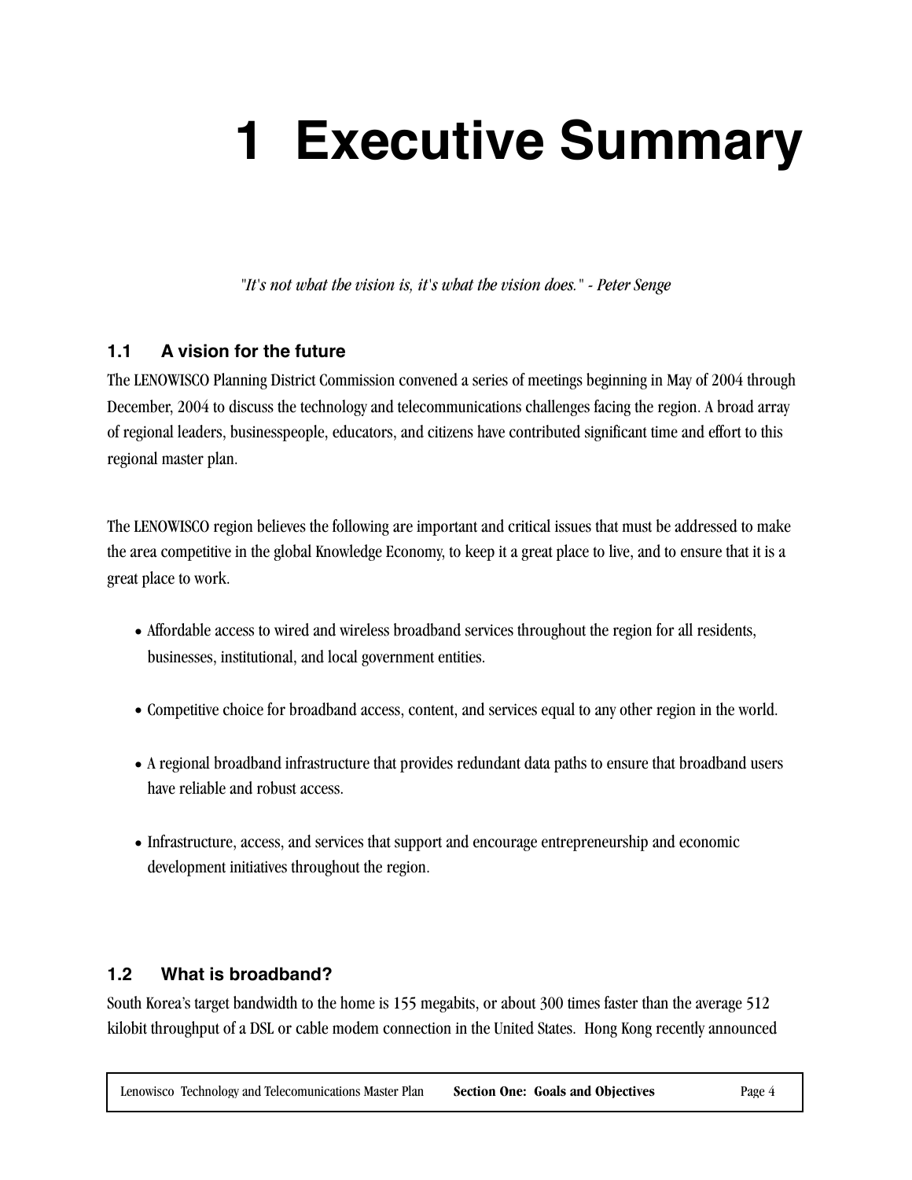# 1 Executive Summary

*"It's not what the vision is, it's what the vision does." - Peter Senge*

## 1.1 A vision for the future

The LENOWISCO Planning District Commission convened a series of meetings beginning in May of 2004 through December, 2004 to discuss the technology and telecommunications challenges facing the region. A broad array of regional leaders, businesspeople, educators, and citizens have contributed significant time and effort to this regional master plan.

The LENOWISCO region believes the following are important and critical issues that must be addressed to make the area competitive in the global Knowledge Economy, to keep it a great place to live, and to ensure that it is a great place to work.

- Affordable access to wired and wireless broadband services throughout the region for all residents, businesses, institutional, and local government entities.
- Competitive choice for broadband access, content, and services equal to any other region in the world.
- A regional broadband infrastructure that provides redundant data paths to ensure that broadband users have reliable and robust access.
- Infrastructure, access, and services that support and encourage entrepreneurship and economic development initiatives throughout the region.

## 1.2 What is broadband?

South Korea's target bandwidth to the home is 155 megabits, or about 300 times faster than the average 512 kilobit throughput of a DSL or cable modem connection in the United States. Hong Kong recently announced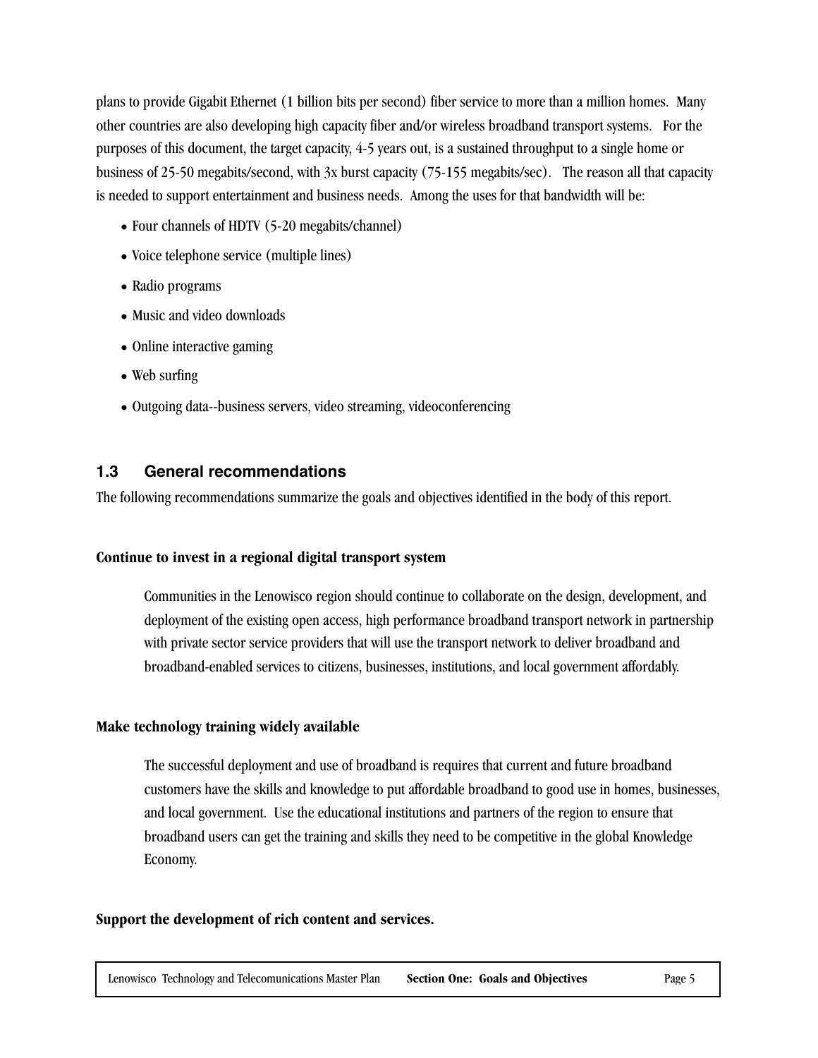plans to provide Gigabit Ethernet (1 billion bits per second) fiber service to more than a million homes. Many other countries are also developing high capacity fiber and/or wireless broadband transport systems. For the purposes of this document, the target capacity, 4-5 years out, is a sustained throughput to a single home or business of 25-50 megabits/second, with 3x burst capacity (75-155 megabits/sec). The reason all that capacity is needed to support entertainment and business needs. Among the uses for that bandwidth will be:

- Four channels of HDTV (5-20 megabits/channel)
- Voice telephone service (multiple lines)
- Radio programs
- Music and video downloads
- Online interactive gaming
- Web surfing
- Outgoing data--business servers, video streaming, videoconferencing

## 1.3 General recommendations

The following recommendations summarize the goals and objectives identified in the body of this report.

**Continue to invest in a regional digital transport system**

Communities in the Lenowisco region should continue to collaborate on the design, development, and deployment of the existing open access, high performance broadband transport network in partnership with private sector service providers that will use the transport network to deliver broadband and broadband-enabled services to citizens, businesses, institutions, and local government affordably.

**Make technology training widely available**

The successful deployment and use of broadband is requires that current and future broadband customers have the skills and knowledge to put affordable broadband to good use in homes, businesses, and local government. Use the educational institutions and partners of the region to ensure that broadband users can get the training and skills they need to be competitive in the global Knowledge Economy.

**Support the development of rich content and services.**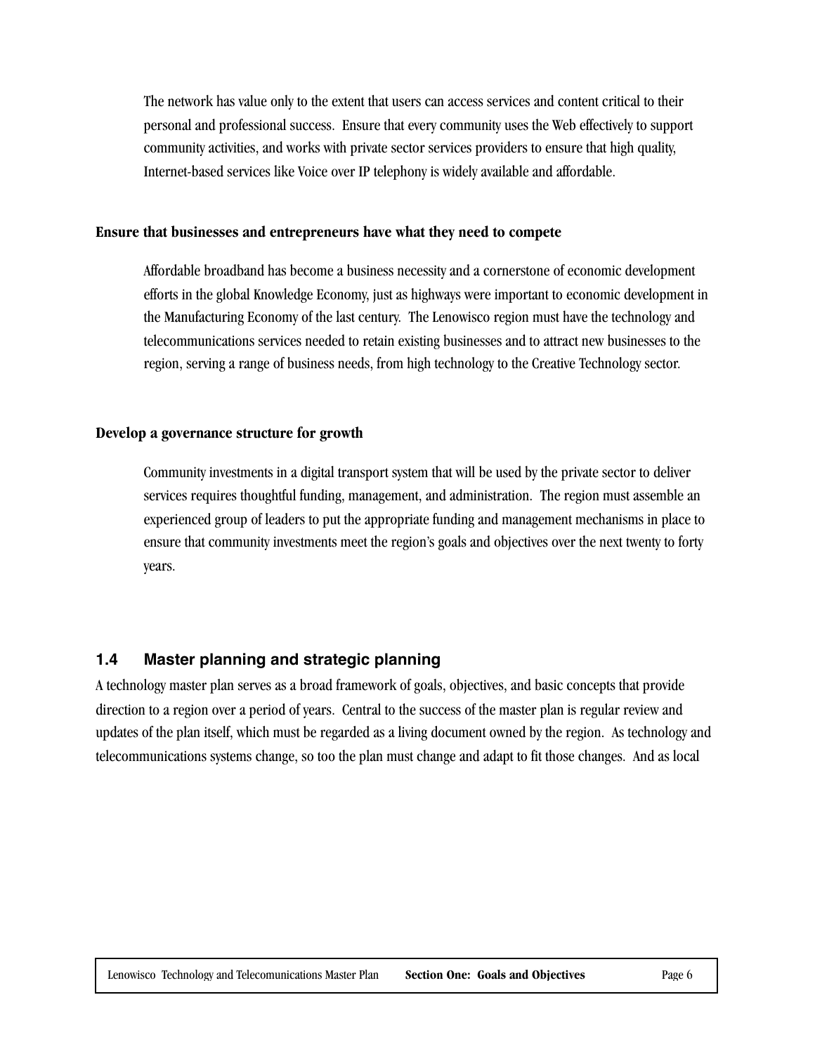The network has value only to the extent that users can access services and content critical to their personal and professional success. Ensure that every community uses the Web effectively to support community activities, and works with private sector services providers to ensure that high quality, Internet-based services like Voice over IP telephony is widely available and affordable.

**Ensure that businesses and entrepreneurs have what they need to compete**

Affordable broadband has become a business necessity and a cornerstone of economic development efforts in the global Knowledge Economy, just as highways were important to economic development in the Manufacturing Economy of the last century. The Lenowisco region must have the technology and telecommunications services needed to retain existing businesses and to attract new businesses to the region, serving a range of business needs, from high technology to the Creative Technology sector.

**Develop a governance structure for growth**

Community investments in a digital transport system that will be used by the private sector to deliver services requires thoughtful funding, management, and administration. The region must assemble an experienced group of leaders to put the appropriate funding and management mechanisms in place to ensure that community investments meet the region's goals and objectives over the next twenty to forty years.

## 1.4 Master planning and strategic planning

A technology master plan serves as a broad framework of goals, objectives, and basic concepts that provide direction to a region over a period of years. Central to the success of the master plan is regular review and updates of the plan itself, which must be regarded as a living document owned by the region. As technology and telecommunications systems change, so too the plan must change and adapt to fit those changes. And as local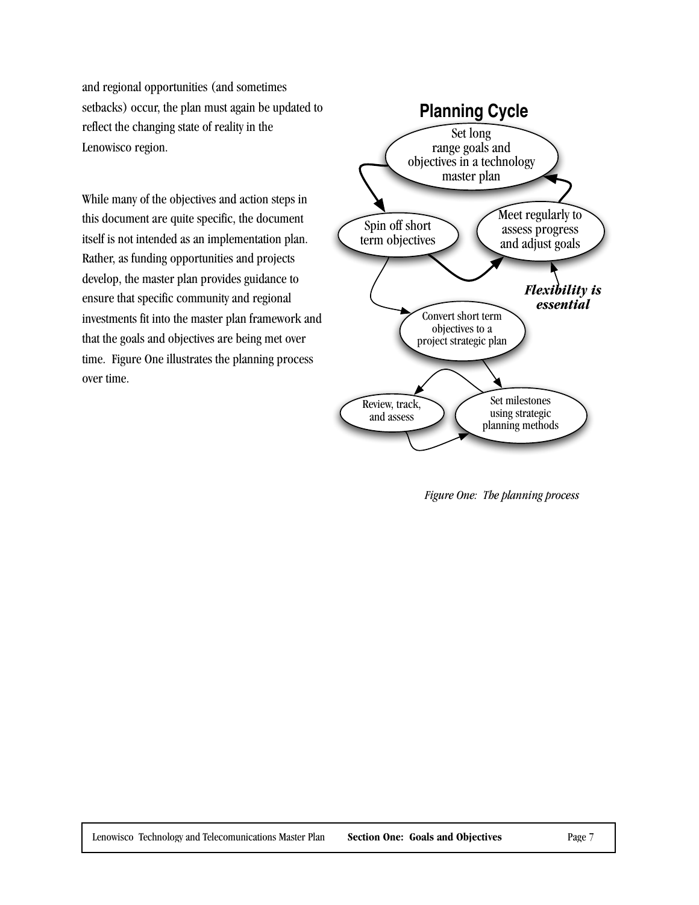and regional opportunities (and sometimes setbacks) occur, the plan must again be updated to reflect the changing state of reality in the Lenowisco region.

While many of the objectives and action steps in this document are quite specific, the document itself is not intended as an implementation plan. Rather, as funding opportunities and projects develop, the master plan provides guidance to ensure that specific community and regional investments fit into the master plan framework and that the goals and objectives are being met over time. Figure One illustrates the planning process over time.

**Planning Cycle**

- Set long range goals and objectives in a technology master plan
- Spin off short term objectives
- Meet regularly to assess progress and adjust goals
- ***Flexibility is essential***
- Convert short term objectives to a project strategic plan
- Set milestones using strategic planning methods
- Review, track, and assess

*Figure One: The planning process*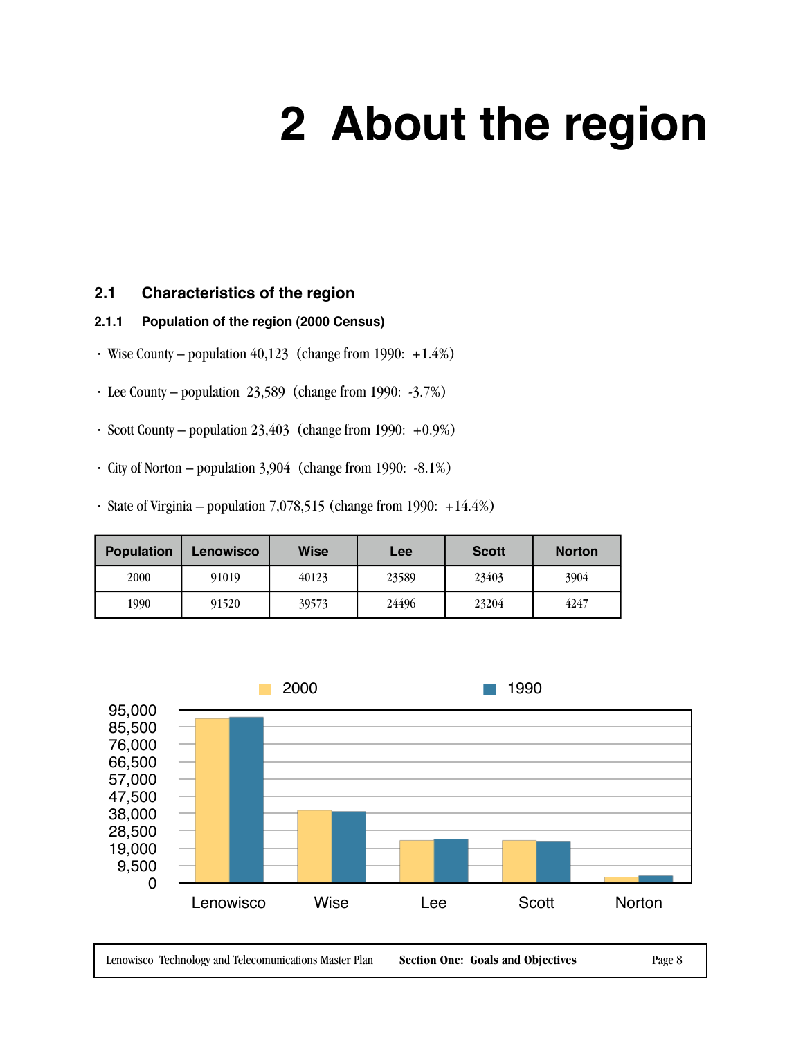# 2 About the region

## 2.1 Characteristics of the region

### 2.1.1 Population of the region (2000 Census)

- Wise County – population 40,123 (change from 1990: +1.4%)
- Lee County – population 23,589 (change from 1990: -3.7%)
- Scott County – population 23,403 (change from 1990: +0.9%)
- City of Norton – population 3,904 (change from 1990: -8.1%)
- State of Virginia – population 7,078,515 (change from 1990: +14.4%)

| Population | Lenowisco | Wise | Lee | Scott | Norton |
|---|---|---|---|---|---|
| 2000 | 91019 | 40123 | 23589 | 23403 | 3904 |
| 1990 | 91520 | 39573 | 24496 | 23204 | 4247 |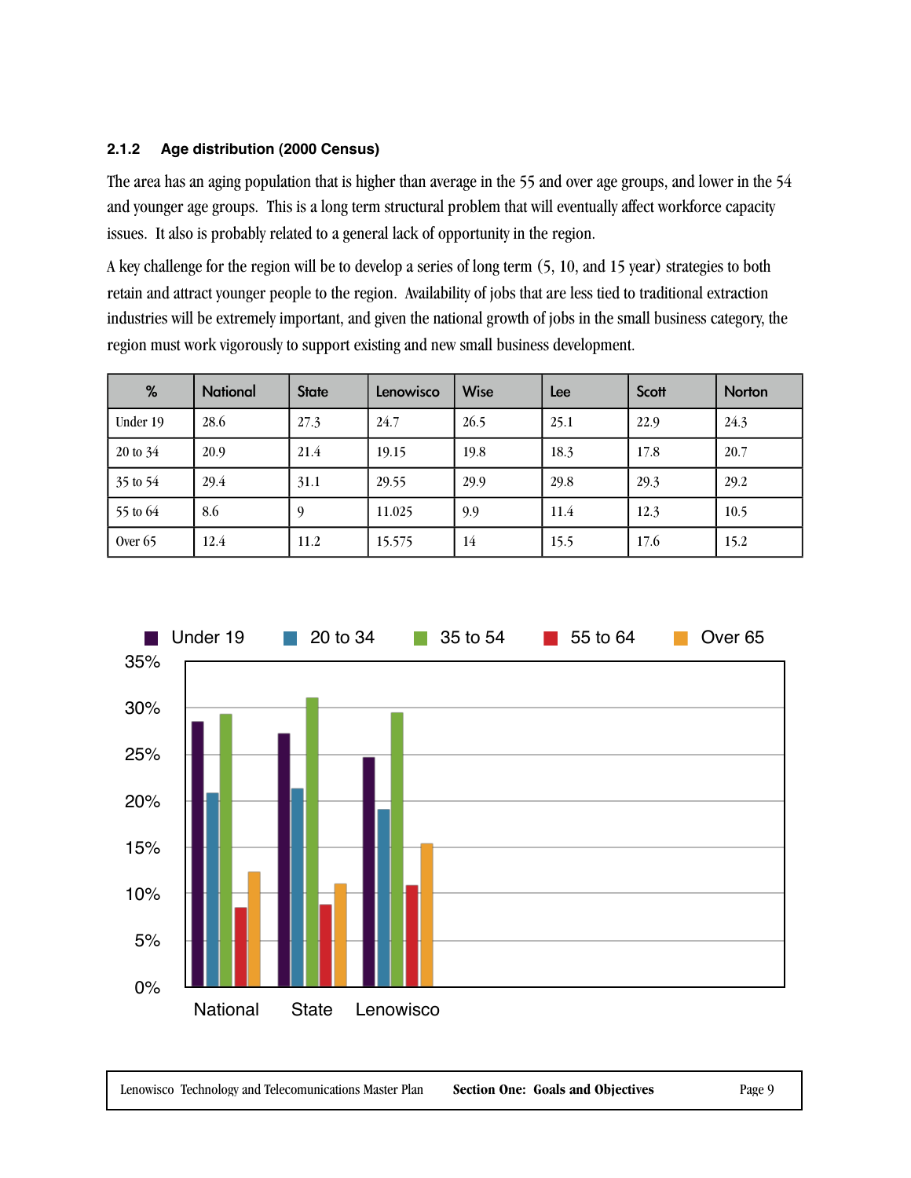### 2.1.2 Age distribution (2000 Census)

The area has an aging population that is higher than average in the 55 and over age groups, and lower in the 54 and younger age groups. This is a long term structural problem that will eventually affect workforce capacity issues. It also is probably related to a general lack of opportunity in the region.

A key challenge for the region will be to develop a series of long term (5, 10, and 15 year) strategies to both retain and attract younger people to the region. Availability of jobs that are less tied to traditional extraction industries will be extremely important, and given the national growth of jobs in the small business category, the region must work vigorously to support existing and new small business development.

| % | National | State | Lenowisco | Wise | Lee | Scott | Norton |
|---|---|---|---|---|---|---|---|
| Under 19 | 28.6 | 27.3 | 24.7 | 26.5 | 25.1 | 22.9 | 24.3 |
| 20 to 34 | 20.9 | 21.4 | 19.15 | 19.8 | 18.3 | 17.8 | 20.7 |
| 35 to 54 | 29.4 | 31.1 | 29.55 | 29.9 | 29.8 | 29.3 | 29.2 |
| 55 to 64 | 8.6 | 9 | 11.025 | 9.9 | 11.4 | 12.3 | 10.5 |
| Over 65 | 12.4 | 11.2 | 15.575 | 14 | 15.5 | 17.6 | 15.2 |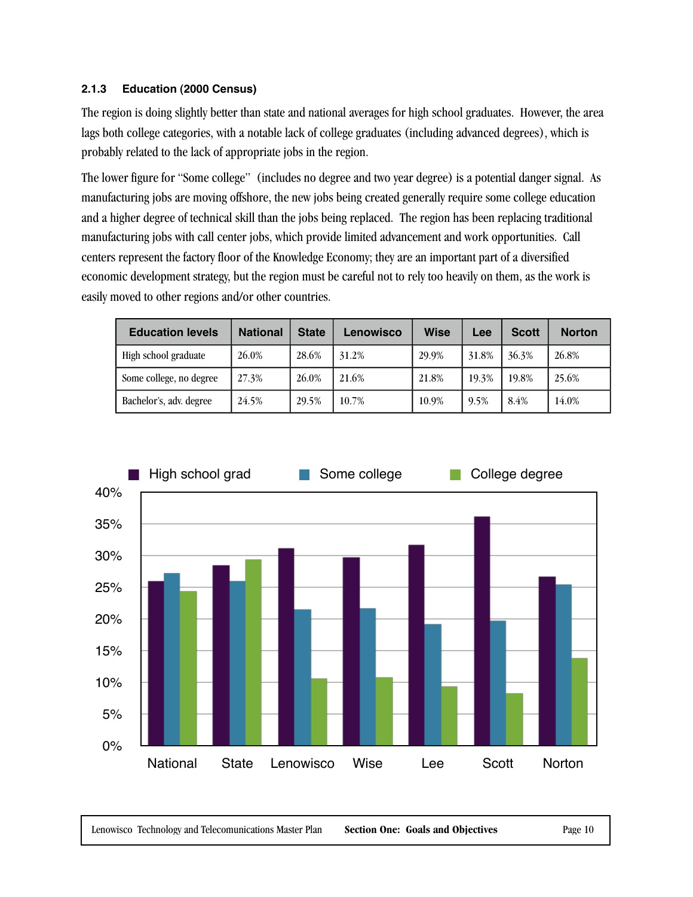### 2.1.3 Education (2000 Census)

The region is doing slightly better than state and national averages for high school graduates. However, the area lags both college categories, with a notable lack of college graduates (including advanced degrees), which is probably related to the lack of appropriate jobs in the region.

The lower figure for "Some college" (includes no degree and two year degree) is a potential danger signal. As manufacturing jobs are moving offshore, the new jobs being created generally require some college education and a higher degree of technical skill than the jobs being replaced. The region has been replacing traditional manufacturing jobs with call center jobs, which provide limited advancement and work opportunities. Call centers represent the factory floor of the Knowledge Economy; they are an important part of a diversified economic development strategy, but the region must be careful not to rely too heavily on them, as the work is easily moved to other regions and/or other countries.

| Education levels | National | State | Lenowisco | Wise | Lee | Scott | Norton |
|---|---|---|---|---|---|---|---|
| High school graduate | 26.0% | 28.6% | 31.2% | 29.9% | 31.8% | 36.3% | 26.8% |
| Some college, no degree | 27.3% | 26.0% | 21.6% | 21.8% | 19.3% | 19.8% | 25.6% |
| Bachelor's, adv. degree | 24.5% | 29.5% | 10.7% | 10.9% | 9.5% | 8.4% | 14.0% |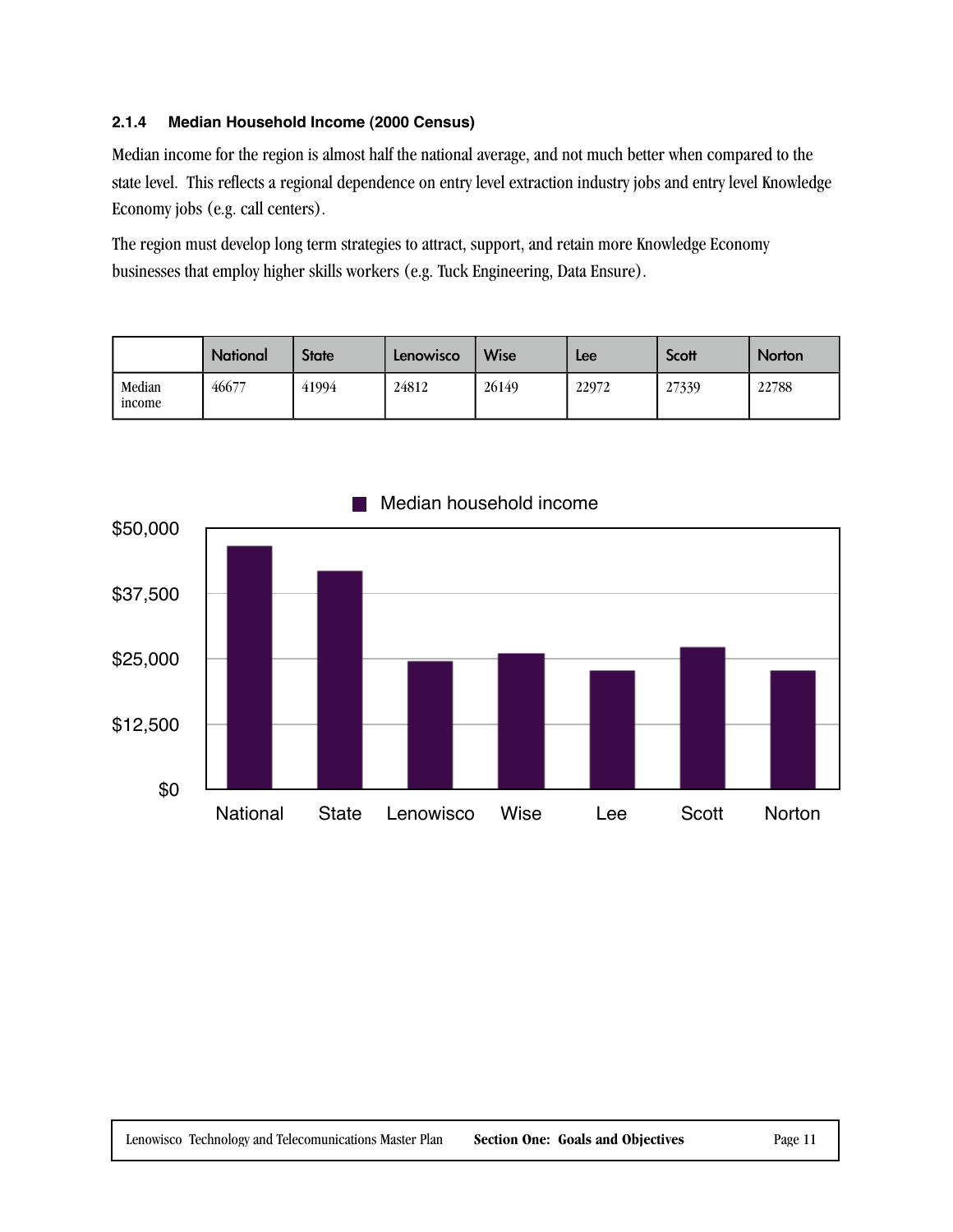### 2.1.4 Median Household Income (2000 Census)

Median income for the region is almost half the national average, and not much better when compared to the state level. This reflects a regional dependence on entry level extraction industry jobs and entry level Knowledge Economy jobs (e.g. call centers).

The region must develop long term strategies to attract, support, and retain more Knowledge Economy businesses that employ higher skills workers (e.g. Tuck Engineering, Data Ensure).

| | National | State | Lenowisco | Wise | Lee | Scott | Norton |
|---|---|---|---|---|---|---|---|
| Median income | 46677 | 41994 | 24812 | 26149 | 22972 | 27339 | 22788 |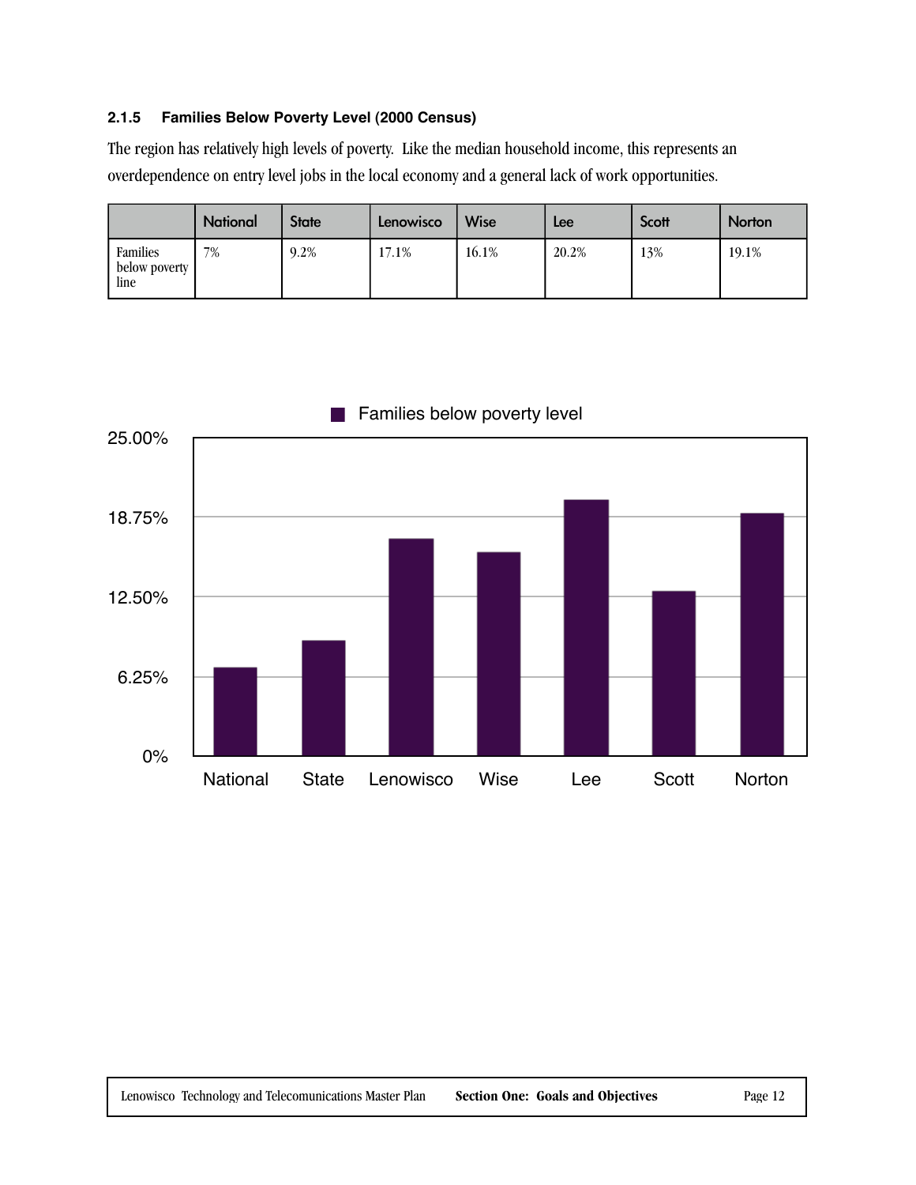### 2.1.5 Families Below Poverty Level (2000 Census)

The region has relatively high levels of poverty. Like the median household income, this represents an overdependence on entry level jobs in the local economy and a general lack of work opportunities.

| | National | State | Lenowisco | Wise | Lee | Scott | Norton |
|---|---|---|---|---|---|---|---|
| Families below poverty line | 7% | 9.2% | 17.1% | 16.1% | 20.2% | 13% | 19.1% |

Families below poverty level

| | National | State | Lenowisco | Wise | Lee | Scott | Norton |
|---|---|---|---|---|---|---|---|
| Families below poverty level | 7% | 9.2% | 17.1% | 16.1% | 20.2% | 13% | 19.1% |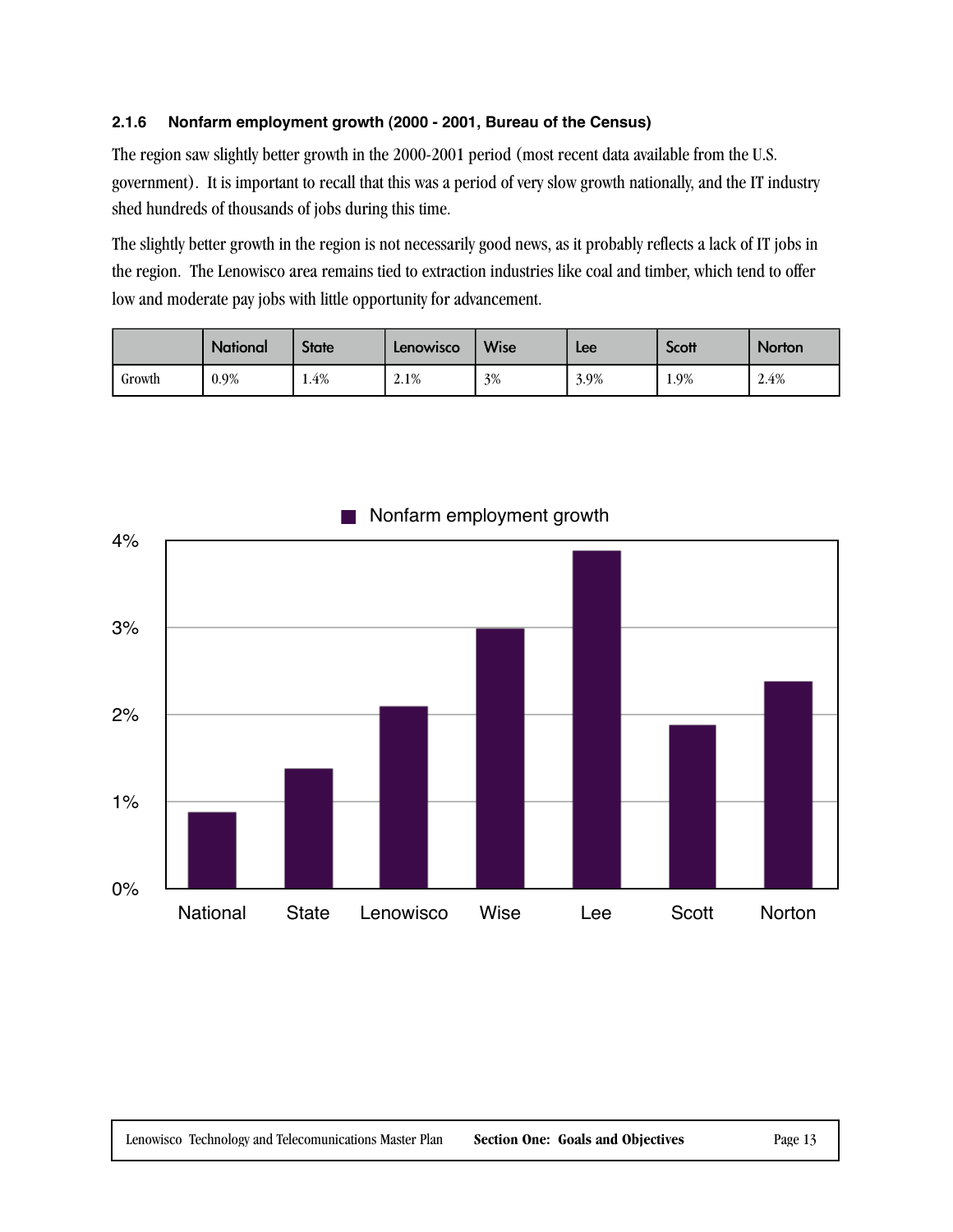### 2.1.6 Nonfarm employment growth (2000 - 2001, Bureau of the Census)

The region saw slightly better growth in the 2000-2001 period (most recent data available from the U.S. government). It is important to recall that this was a period of very slow growth nationally, and the IT industry shed hundreds of thousands of jobs during this time.

The slightly better growth in the region is not necessarily good news, as it probably reflects a lack of IT jobs in the region. The Lenowisco area remains tied to extraction industries like coal and timber, which tend to offer low and moderate pay jobs with little opportunity for advancement.

| | National | State | Lenowisco | Wise | Lee | Scott | Norton |
|---|---|---|---|---|---|---|---|
| Growth | 0.9% | 1.4% | 2.1% | 3% | 3.9% | 1.9% | 2.4% |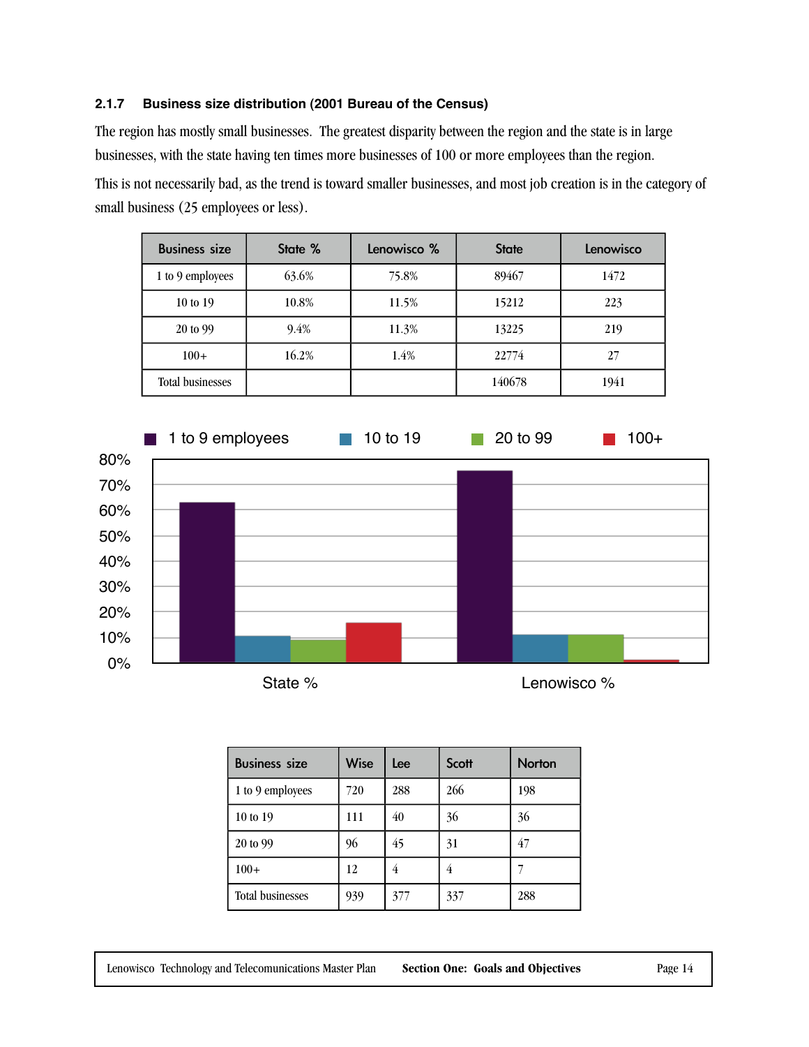### 2.1.7 Business size distribution (2001 Bureau of the Census)

The region has mostly small businesses. The greatest disparity between the region and the state is in large businesses, with the state having ten times more businesses of 100 or more employees than the region.

This is not necessarily bad, as the trend is toward smaller businesses, and most job creation is in the category of small business (25 employees or less).

| Business size | State % | Lenowisco % | State | Lenowisco |
|---|---|---|---|---|
| 1 to 9 employees | 63.6% | 75.8% | 89467 | 1472 |
| 10 to 19 | 10.8% | 11.5% | 15212 | 223 |
| 20 to 99 | 9.4% | 11.3% | 13225 | 219 |
| 100+ | 16.2% | 1.4% | 22774 | 27 |
| Total businesses | | | 140678 | 1941 |

| Business size | Wise | Lee | Scott | Norton |
|---|---|---|---|---|
| 1 to 9 employees | 720 | 288 | 266 | 198 |
| 10 to 19 | 111 | 40 | 36 | 36 |
| 20 to 99 | 96 | 45 | 31 | 47 |
| 100+ | 12 | 4 | 4 | 7 |
| Total businesses | 939 | 377 | 337 | 288 |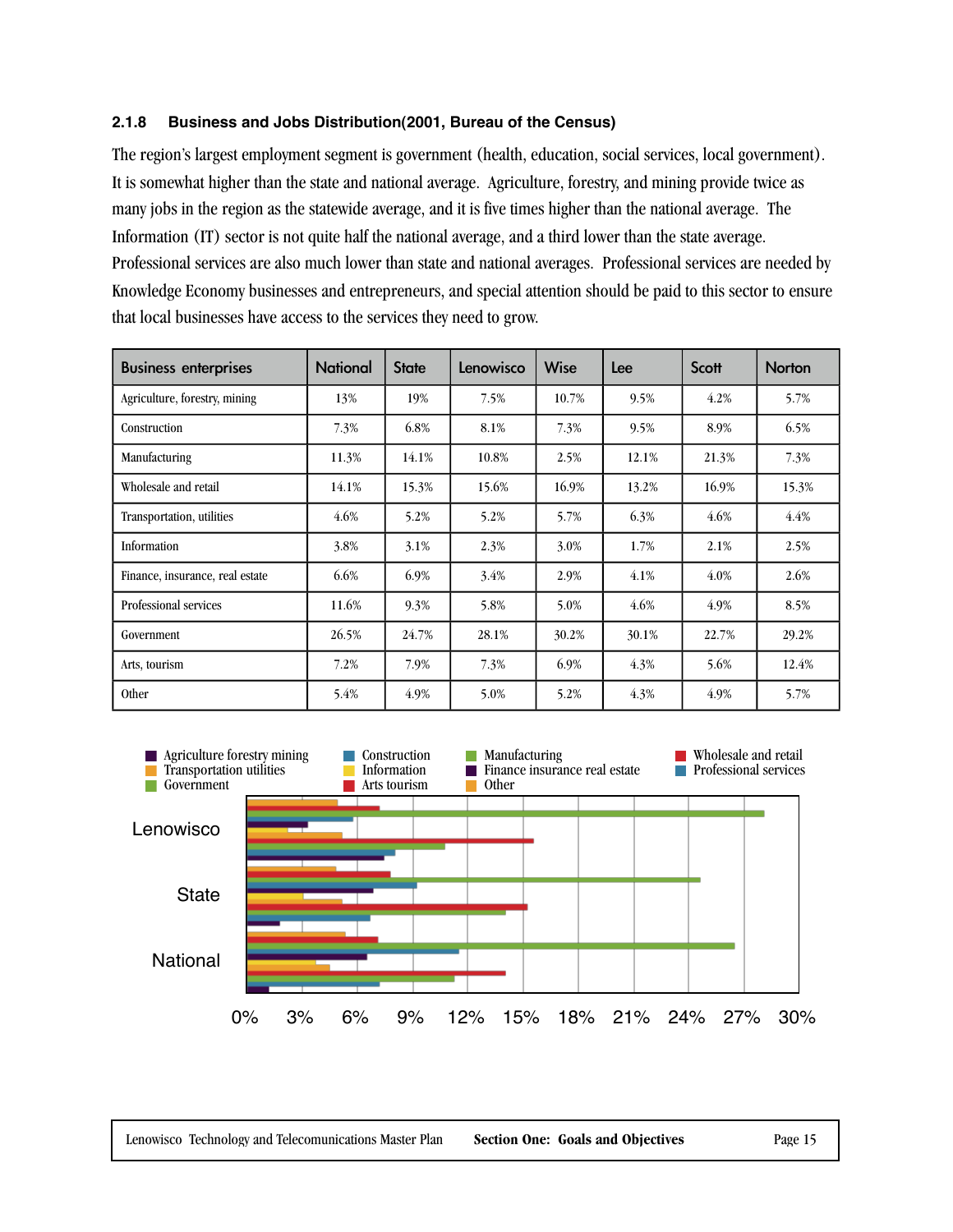### 2.1.8 Business and Jobs Distribution(2001, Bureau of the Census)

The region's largest employment segment is government (health, education, social services, local government). It is somewhat higher than the state and national average. Agriculture, forestry, and mining provide twice as many jobs in the region as the statewide average, and it is five times higher than the national average. The Information (IT) sector is not quite half the national average, and a third lower than the state average. Professional services are also much lower than state and national averages. Professional services are needed by Knowledge Economy businesses and entrepreneurs, and special attention should be paid to this sector to ensure that local businesses have access to the services they need to grow.

| Business enterprises | National | State | Lenowisco | Wise | Lee | Scott | Norton |
|---|---|---|---|---|---|---|---|
| Agriculture, forestry, mining | 13% | 19% | 7.5% | 10.7% | 9.5% | 4.2% | 5.7% |
| Construction | 7.3% | 6.8% | 8.1% | 7.3% | 9.5% | 8.9% | 6.5% |
| Manufacturing | 11.3% | 14.1% | 10.8% | 2.5% | 12.1% | 21.3% | 7.3% |
| Wholesale and retail | 14.1% | 15.3% | 15.6% | 16.9% | 13.2% | 16.9% | 15.3% |
| Transportation, utilities | 4.6% | 5.2% | 5.2% | 5.7% | 6.3% | 4.6% | 4.4% |
| Information | 3.8% | 3.1% | 2.3% | 3.0% | 1.7% | 2.1% | 2.5% |
| Finance, insurance, real estate | 6.6% | 6.9% | 3.4% | 2.9% | 4.1% | 4.0% | 2.6% |
| Professional services | 11.6% | 9.3% | 5.8% | 5.0% | 4.6% | 4.9% | 8.5% |
| Government | 26.5% | 24.7% | 28.1% | 30.2% | 30.1% | 22.7% | 29.2% |
| Arts, tourism | 7.2% | 7.9% | 7.3% | 6.9% | 4.3% | 5.6% | 12.4% |
| Other | 5.4% | 4.9% | 5.0% | 5.2% | 4.3% | 4.9% | 5.7% |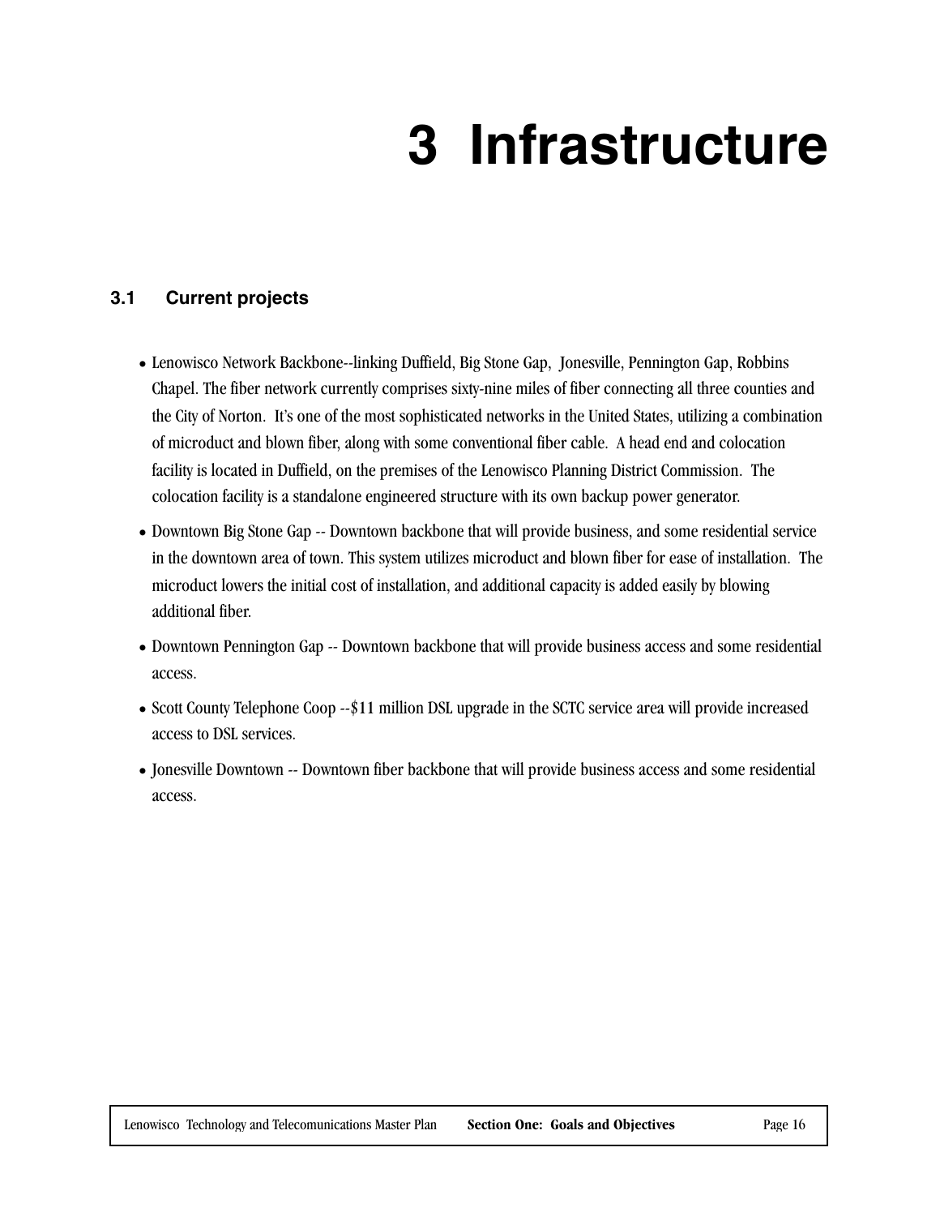# 3 Infrastructure

## 3.1 Current projects

- Lenowisco Network Backbone--linking Duffield, Big Stone Gap, Jonesville, Pennington Gap, Robbins Chapel. The fiber network currently comprises sixty-nine miles of fiber connecting all three counties and the City of Norton. It's one of the most sophisticated networks in the United States, utilizing a combination of microduct and blown fiber, along with some conventional fiber cable. A head end and colocation facility is located in Duffield, on the premises of the Lenowisco Planning District Commission. The colocation facility is a standalone engineered structure with its own backup power generator.
- Downtown Big Stone Gap -- Downtown backbone that will provide business, and some residential service in the downtown area of town. This system utilizes microduct and blown fiber for ease of installation. The microduct lowers the initial cost of installation, and additional capacity is added easily by blowing additional fiber.
- Downtown Pennington Gap -- Downtown backbone that will provide business access and some residential access.
- Scott County Telephone Coop --$11 million DSL upgrade in the SCTC service area will provide increased access to DSL services.
- Jonesville Downtown -- Downtown fiber backbone that will provide business access and some residential access.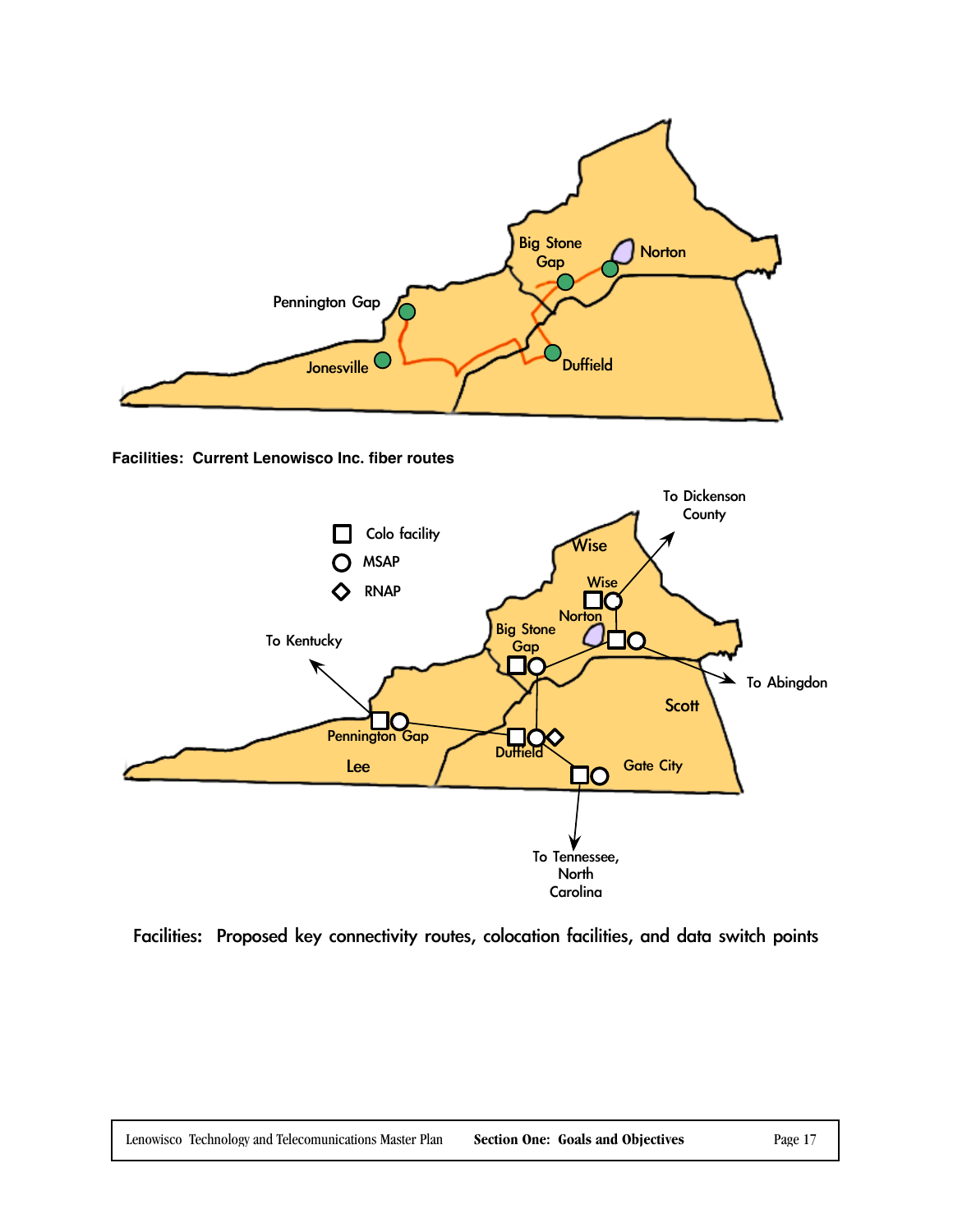**Facilities: Current Lenowisco Inc. fiber routes**

Facilities: Proposed key connectivity routes, colocation facilities, and data switch points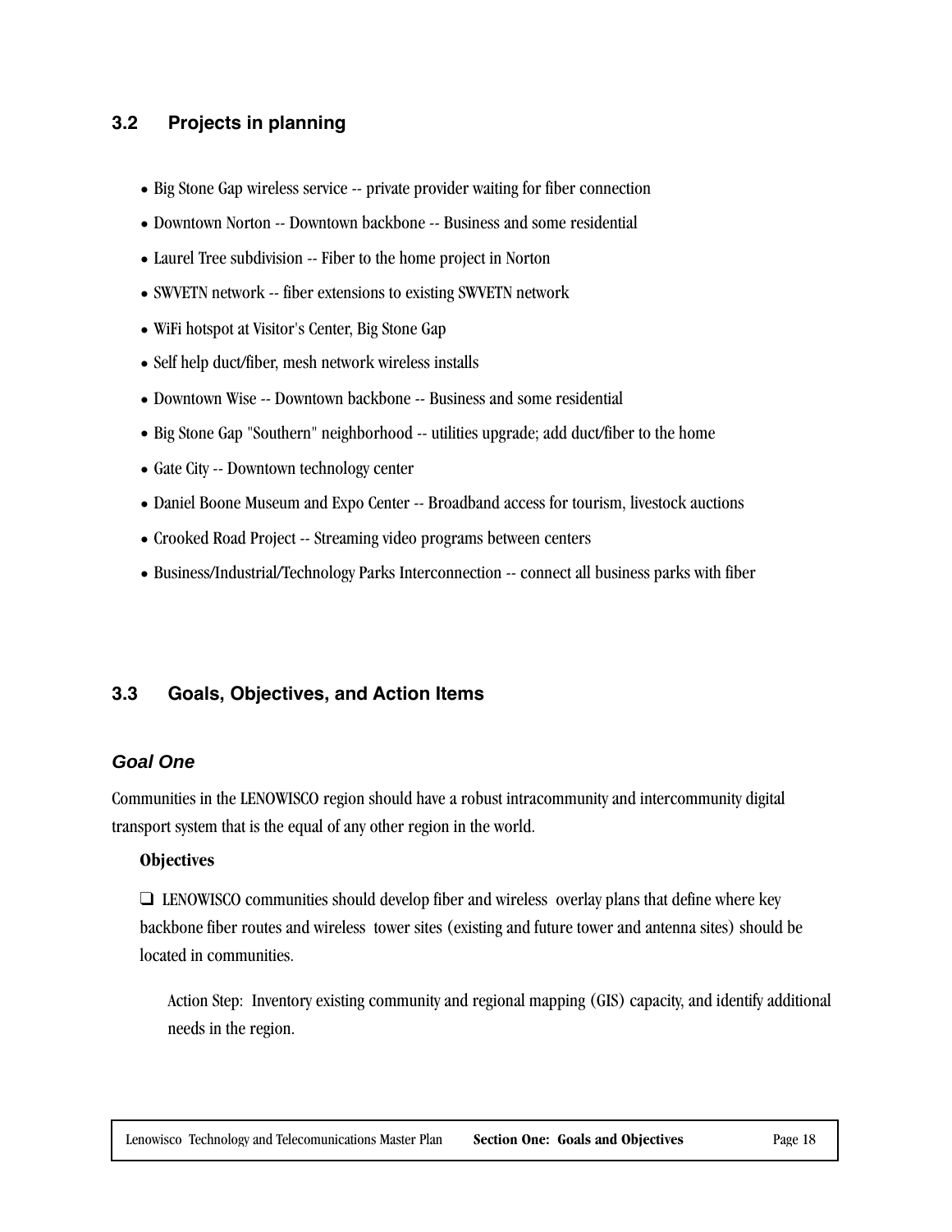## 3.2 Projects in planning

- Big Stone Gap wireless service -- private provider waiting for fiber connection
- Downtown Norton -- Downtown backbone -- Business and some residential
- Laurel Tree subdivision -- Fiber to the home project in Norton
- SWVETN network -- fiber extensions to existing SWVETN network
- WiFi hotspot at Visitor's Center, Big Stone Gap
- Self help duct/fiber, mesh network wireless installs
- Downtown Wise -- Downtown backbone -- Business and some residential
- Big Stone Gap "Southern" neighborhood -- utilities upgrade; add duct/fiber to the home
- Gate City -- Downtown technology center
- Daniel Boone Museum and Expo Center -- Broadband access for tourism, livestock auctions
- Crooked Road Project -- Streaming video programs between centers
- Business/Industrial/Technology Parks Interconnection -- connect all business parks with fiber

## 3.3 Goals, Objectives, and Action Items

### *Goal One*

Communities in the LENOWISCO region should have a robust intracommunity and intercommunity digital transport system that is the equal of any other region in the world.

**Objectives**

❑ LENOWISCO communities should develop fiber and wireless overlay plans that define where key backbone fiber routes and wireless tower sites (existing and future tower and antenna sites) should be located in communities.

Action Step: Inventory existing community and regional mapping (GIS) capacity, and identify additional needs in the region.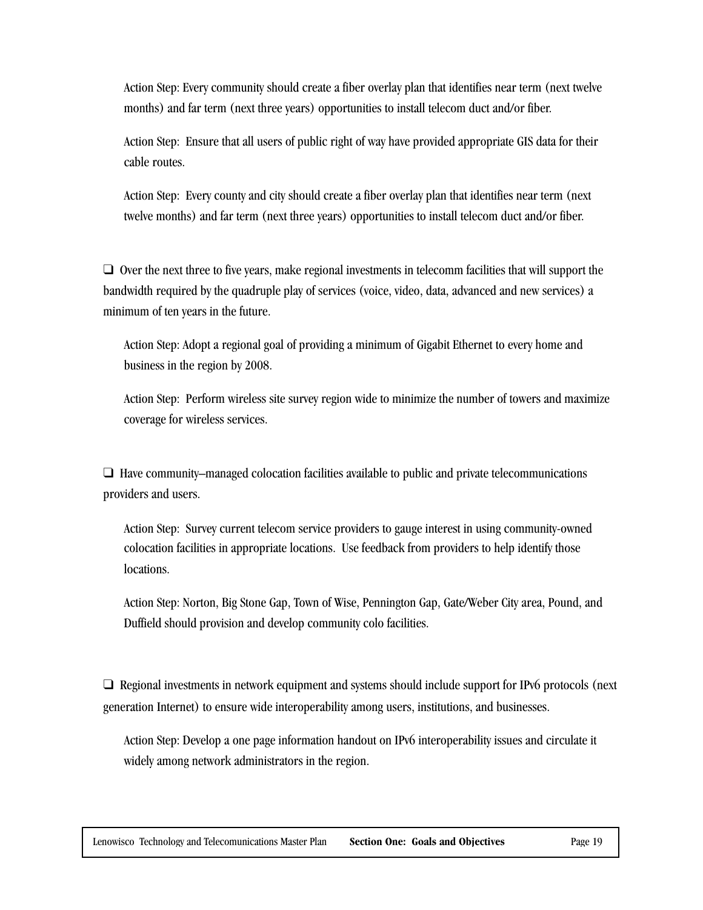Action Step: Every community should create a fiber overlay plan that identifies near term (next twelve months) and far term (next three years) opportunities to install telecom duct and/or fiber.

Action Step: Ensure that all users of public right of way have provided appropriate GIS data for their cable routes.

Action Step: Every county and city should create a fiber overlay plan that identifies near term (next twelve months) and far term (next three years) opportunities to install telecom duct and/or fiber.

❑ Over the next three to five years, make regional investments in telecomm facilities that will support the bandwidth required by the quadruple play of services (voice, video, data, advanced and new services) a minimum of ten years in the future.

Action Step: Adopt a regional goal of providing a minimum of Gigabit Ethernet to every home and business in the region by 2008.

Action Step: Perform wireless site survey region wide to minimize the number of towers and maximize coverage for wireless services.

❑ Have community–managed colocation facilities available to public and private telecommunications providers and users.

Action Step: Survey current telecom service providers to gauge interest in using community-owned colocation facilities in appropriate locations. Use feedback from providers to help identify those locations.

Action Step: Norton, Big Stone Gap, Town of Wise, Pennington Gap, Gate/Weber City area, Pound, and Duffield should provision and develop community colo facilities.

❑ Regional investments in network equipment and systems should include support for IPv6 protocols (next generation Internet) to ensure wide interoperability among users, institutions, and businesses.

Action Step: Develop a one page information handout on IPv6 interoperability issues and circulate it widely among network administrators in the region.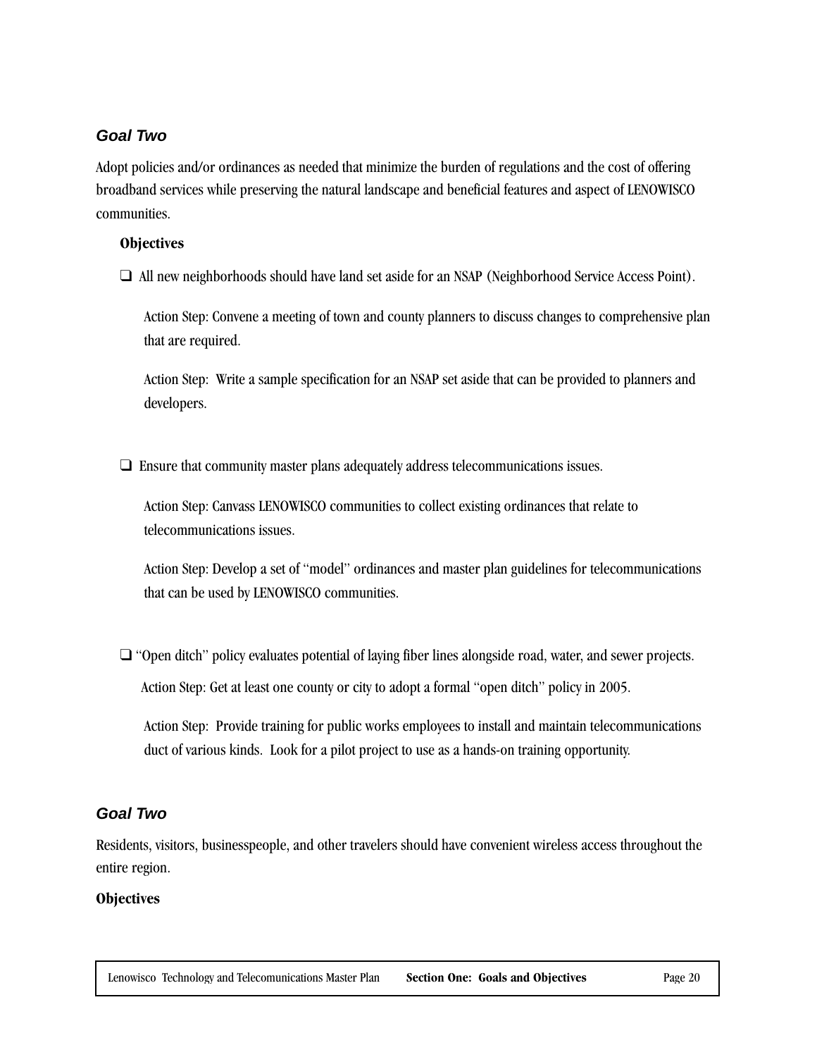### *Goal Two*

Adopt policies and/or ordinances as needed that minimize the burden of regulations and the cost of offering broadband services while preserving the natural landscape and beneficial features and aspect of LENOWISCO communities.

**Objectives**

- ❑ All new neighborhoods should have land set aside for an NSAP (Neighborhood Service Access Point).

  Action Step: Convene a meeting of town and county planners to discuss changes to comprehensive plan that are required.

  Action Step: Write a sample specification for an NSAP set aside that can be provided to planners and developers.

- ❑ Ensure that community master plans adequately address telecommunications issues.

  Action Step: Canvass LENOWISCO communities to collect existing ordinances that relate to telecommunications issues.

  Action Step: Develop a set of "model" ordinances and master plan guidelines for telecommunications that can be used by LENOWISCO communities.

- ❑ "Open ditch" policy evaluates potential of laying fiber lines alongside road, water, and sewer projects.

  Action Step: Get at least one county or city to adopt a formal "open ditch" policy in 2005.

  Action Step: Provide training for public works employees to install and maintain telecommunications duct of various kinds. Look for a pilot project to use as a hands-on training opportunity.

### *Goal Two*

Residents, visitors, businesspeople, and other travelers should have convenient wireless access throughout the entire region.

**Objectives**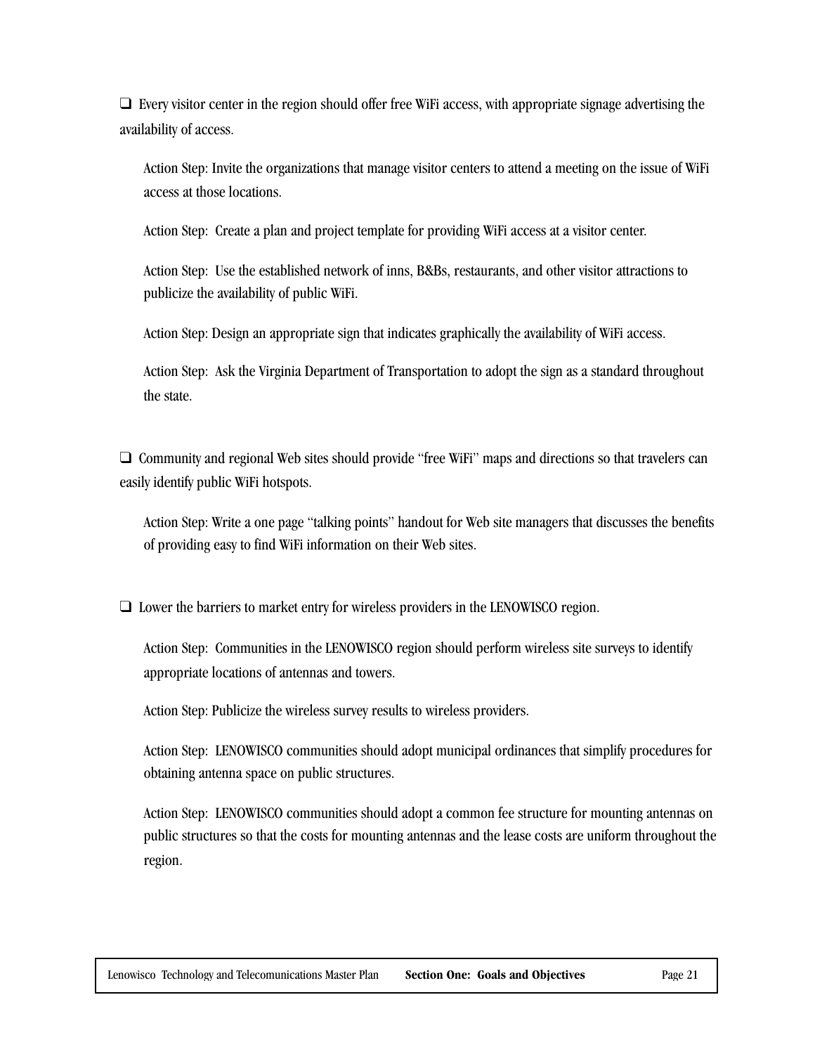- [ ] Every visitor center in the region should offer free WiFi access, with appropriate signage advertising the availability of access.

  Action Step: Invite the organizations that manage visitor centers to attend a meeting on the issue of WiFi access at those locations.

  Action Step: Create a plan and project template for providing WiFi access at a visitor center.

  Action Step: Use the established network of inns, B&Bs, restaurants, and other visitor attractions to publicize the availability of public WiFi.

  Action Step: Design an appropriate sign that indicates graphically the availability of WiFi access.

  Action Step: Ask the Virginia Department of Transportation to adopt the sign as a standard throughout the state.

- [ ] Community and regional Web sites should provide "free WiFi" maps and directions so that travelers can easily identify public WiFi hotspots.

  Action Step: Write a one page "talking points" handout for Web site managers that discusses the benefits of providing easy to find WiFi information on their Web sites.

- [ ] Lower the barriers to market entry for wireless providers in the LENOWISCO region.

  Action Step: Communities in the LENOWISCO region should perform wireless site surveys to identify appropriate locations of antennas and towers.

  Action Step: Publicize the wireless survey results to wireless providers.

  Action Step: LENOWISCO communities should adopt municipal ordinances that simplify procedures for obtaining antenna space on public structures.

  Action Step: LENOWISCO communities should adopt a common fee structure for mounting antennas on public structures so that the costs for mounting antennas and the lease costs are uniform throughout the region.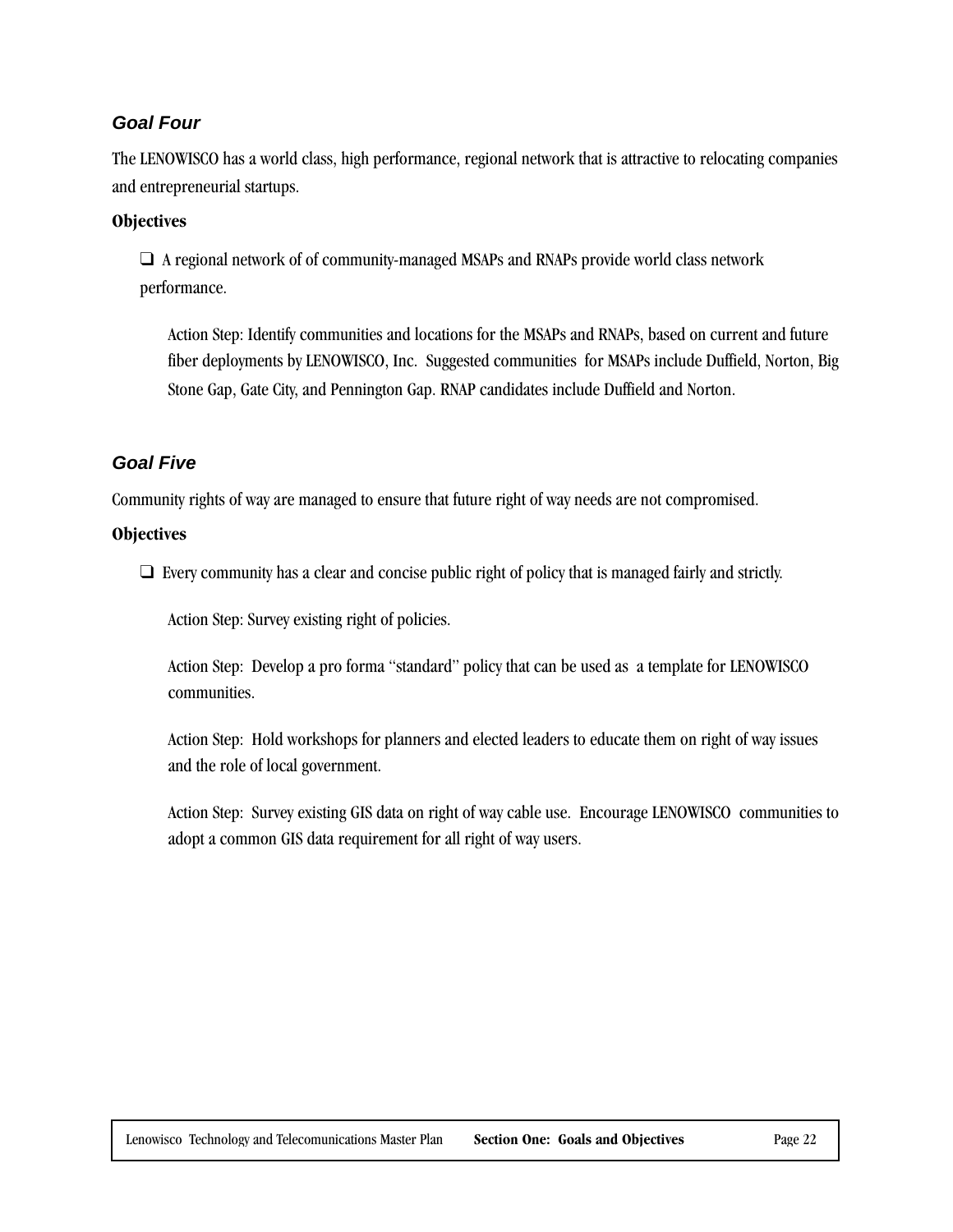### *Goal Four*

The LENOWISCO has a world class, high performance, regional network that is attractive to relocating companies and entrepreneurial startups.

**Objectives**

- ❑ A regional network of of community-managed MSAPs and RNAPs provide world class network performance.

  Action Step: Identify communities and locations for the MSAPs and RNAPs, based on current and future fiber deployments by LENOWISCO, Inc. Suggested communities for MSAPs include Duffield, Norton, Big Stone Gap, Gate City, and Pennington Gap. RNAP candidates include Duffield and Norton.

### *Goal Five*

Community rights of way are managed to ensure that future right of way needs are not compromised.

**Objectives**

- ❑ Every community has a clear and concise public right of policy that is managed fairly and strictly.

  Action Step: Survey existing right of policies.

  Action Step: Develop a pro forma "standard" policy that can be used as a template for LENOWISCO communities.

  Action Step: Hold workshops for planners and elected leaders to educate them on right of way issues and the role of local government.

  Action Step: Survey existing GIS data on right of way cable use. Encourage LENOWISCO communities to adopt a common GIS data requirement for all right of way users.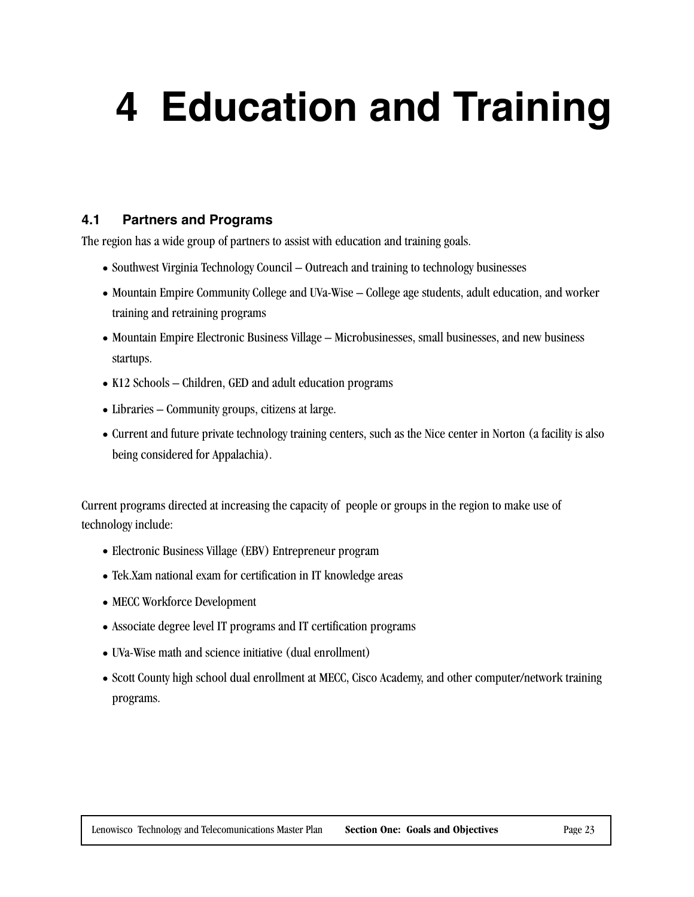# 4 Education and Training

## 4.1 Partners and Programs

The region has a wide group of partners to assist with education and training goals.

- Southwest Virginia Technology Council – Outreach and training to technology businesses
- Mountain Empire Community College and UVa-Wise – College age students, adult education, and worker training and retraining programs
- Mountain Empire Electronic Business Village – Microbusinesses, small businesses, and new business startups.
- K12 Schools – Children, GED and adult education programs
- Libraries – Community groups, citizens at large.
- Current and future private technology training centers, such as the Nice center in Norton (a facility is also being considered for Appalachia).

Current programs directed at increasing the capacity of people or groups in the region to make use of technology include:

- Electronic Business Village (EBV) Entrepreneur program
- Tek.Xam national exam for certification in IT knowledge areas
- MECC Workforce Development
- Associate degree level IT programs and IT certification programs
- UVa-Wise math and science initiative (dual enrollment)
- Scott County high school dual enrollment at MECC, Cisco Academy, and other computer/network training programs.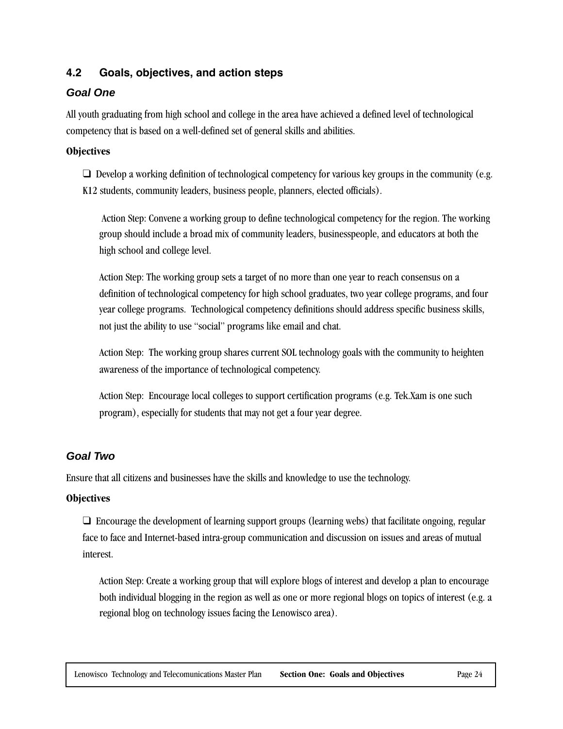## 4.2 Goals, objectives, and action steps

### *Goal One*

All youth graduating from high school and college in the area have achieved a defined level of technological competency that is based on a well-defined set of general skills and abilities.

**Objectives**

❑ Develop a working definition of technological competency for various key groups in the community (e.g. K12 students, community leaders, business people, planners, elected officials).

Action Step: Convene a working group to define technological competency for the region. The working group should include a broad mix of community leaders, businesspeople, and educators at both the high school and college level.

Action Step: The working group sets a target of no more than one year to reach consensus on a definition of technological competency for high school graduates, two year college programs, and four year college programs. Technological competency definitions should address specific business skills, not just the ability to use "social" programs like email and chat.

Action Step: The working group shares current SOL technology goals with the community to heighten awareness of the importance of technological competency.

Action Step: Encourage local colleges to support certification programs (e.g. Tek.Xam is one such program), especially for students that may not get a four year degree.

### *Goal Two*

Ensure that all citizens and businesses have the skills and knowledge to use the technology.

**Objectives**

❑ Encourage the development of learning support groups (learning webs) that facilitate ongoing, regular face to face and Internet-based intra-group communication and discussion on issues and areas of mutual interest.

Action Step: Create a working group that will explore blogs of interest and develop a plan to encourage both individual blogging in the region as well as one or more regional blogs on topics of interest (e.g. a regional blog on technology issues facing the Lenowisco area).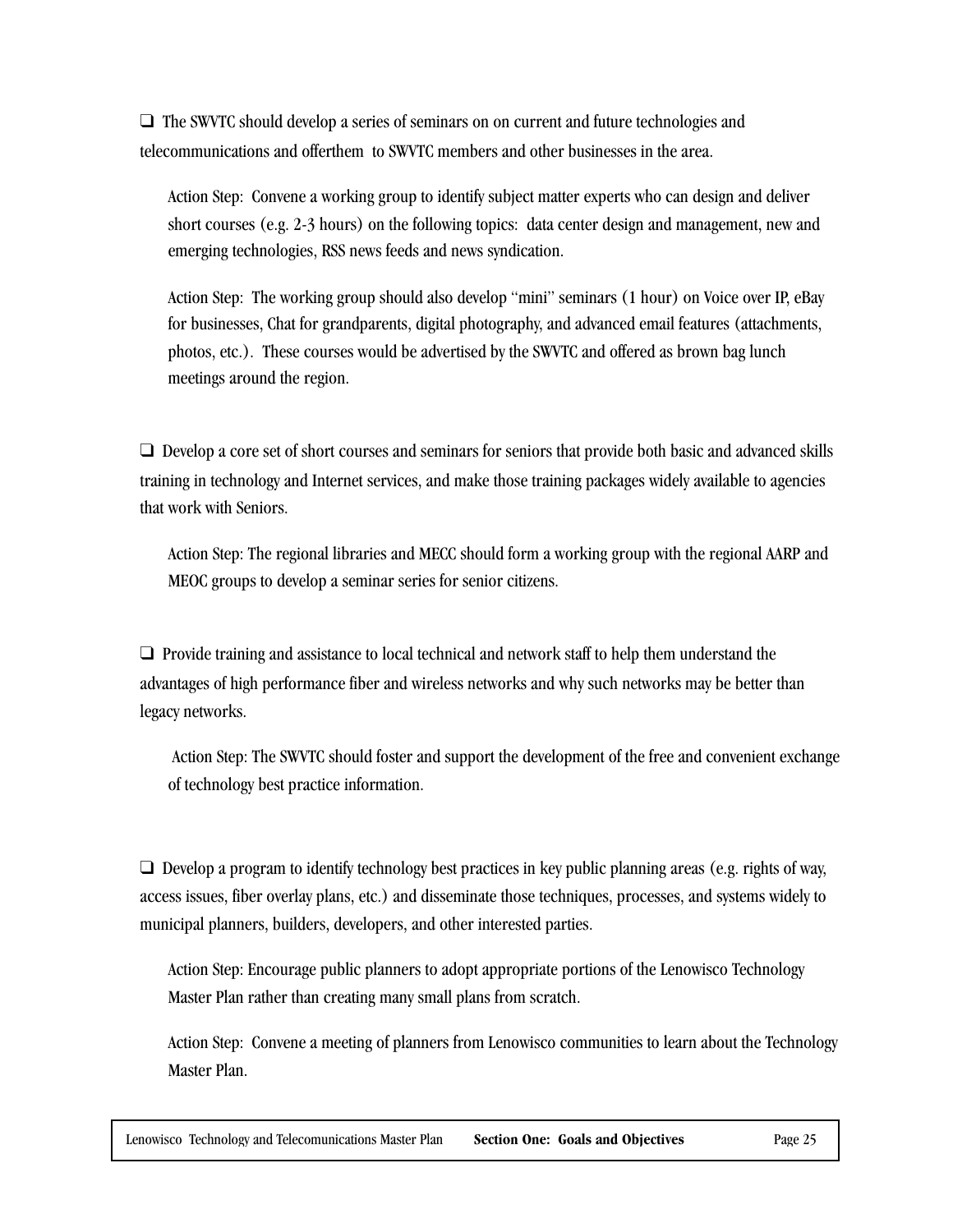❑ The SWVTC should develop a series of seminars on on current and future technologies and telecommunications and offerthem to SWVTC members and other businesses in the area.

Action Step: Convene a working group to identify subject matter experts who can design and deliver short courses (e.g. 2-3 hours) on the following topics: data center design and management, new and emerging technologies, RSS news feeds and news syndication.

Action Step: The working group should also develop "mini" seminars (1 hour) on Voice over IP, eBay for businesses, Chat for grandparents, digital photography, and advanced email features (attachments, photos, etc.). These courses would be advertised by the SWVTC and offered as brown bag lunch meetings around the region.

❑ Develop a core set of short courses and seminars for seniors that provide both basic and advanced skills training in technology and Internet services, and make those training packages widely available to agencies that work with Seniors.

Action Step: The regional libraries and MECC should form a working group with the regional AARP and MEOC groups to develop a seminar series for senior citizens.

❑ Provide training and assistance to local technical and network staff to help them understand the advantages of high performance fiber and wireless networks and why such networks may be better than legacy networks.

Action Step: The SWVTC should foster and support the development of the free and convenient exchange of technology best practice information.

❑ Develop a program to identify technology best practices in key public planning areas (e.g. rights of way, access issues, fiber overlay plans, etc.) and disseminate those techniques, processes, and systems widely to municipal planners, builders, developers, and other interested parties.

Action Step: Encourage public planners to adopt appropriate portions of the Lenowisco Technology Master Plan rather than creating many small plans from scratch.

Action Step: Convene a meeting of planners from Lenowisco communities to learn about the Technology Master Plan.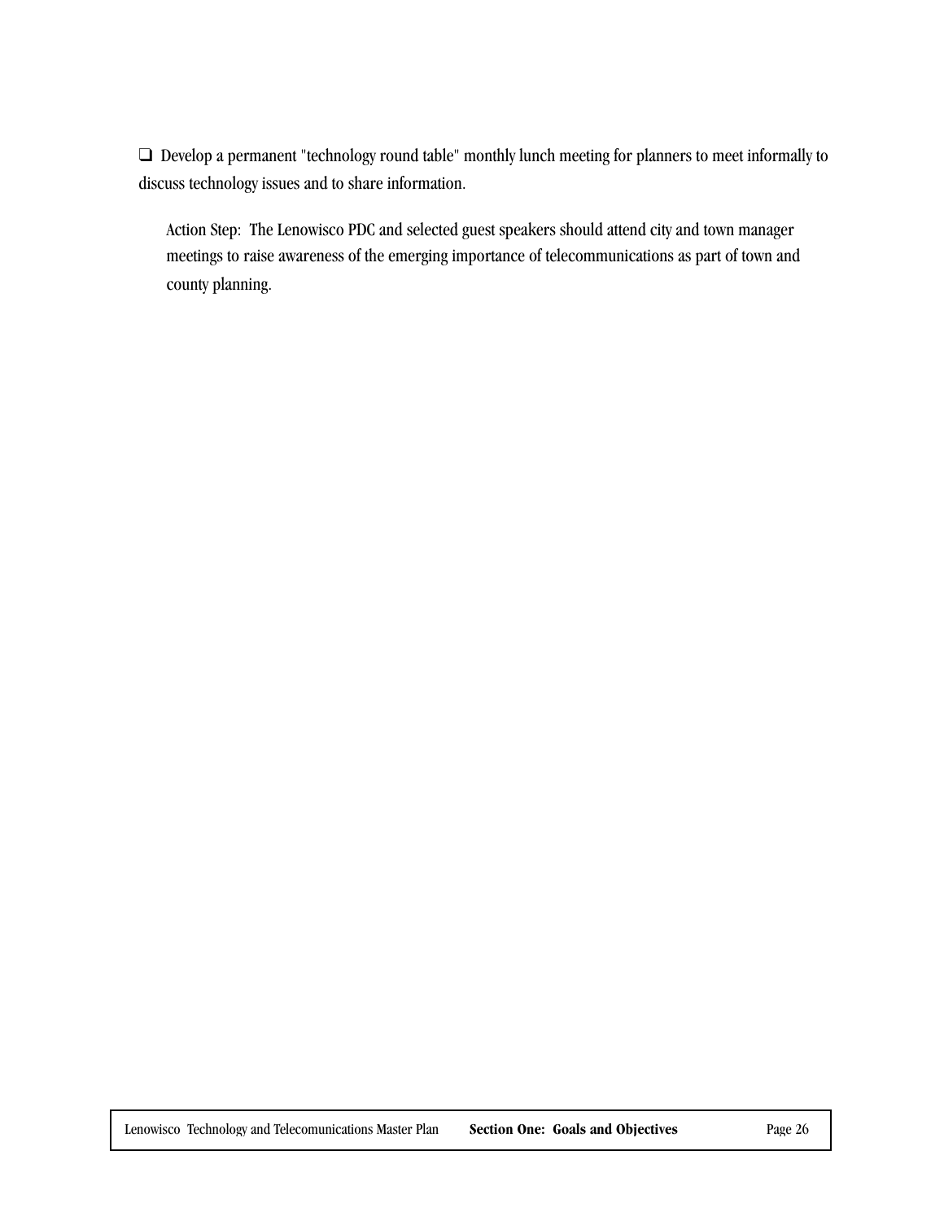- [ ] Develop a permanent "technology round table" monthly lunch meeting for planners to meet informally to discuss technology issues and to share information.

    Action Step: The Lenowisco PDC and selected guest speakers should attend city and town manager meetings to raise awareness of the emerging importance of telecommunications as part of town and county planning.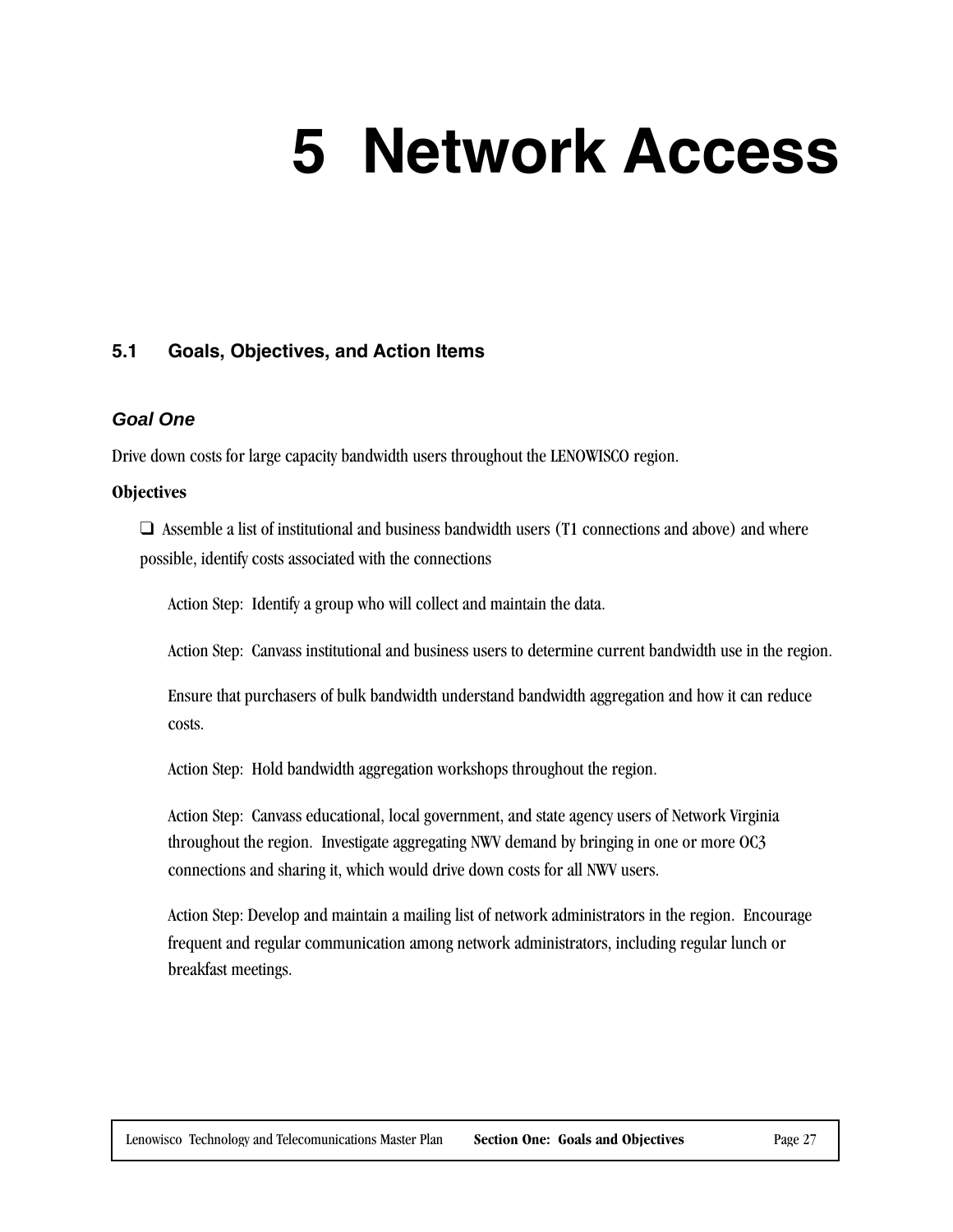# 5 Network Access

## 5.1 Goals, Objectives, and Action Items

### *Goal One*

Drive down costs for large capacity bandwidth users throughout the LENOWISCO region.

**Objectives**

- ❑ Assemble a list of institutional and business bandwidth users (T1 connections and above) and where possible, identify costs associated with the connections

  Action Step: Identify a group who will collect and maintain the data.

  Action Step: Canvass institutional and business users to determine current bandwidth use in the region.

  Ensure that purchasers of bulk bandwidth understand bandwidth aggregation and how it can reduce costs.

  Action Step: Hold bandwidth aggregation workshops throughout the region.

  Action Step: Canvass educational, local government, and state agency users of Network Virginia throughout the region. Investigate aggregating NWV demand by bringing in one or more OC3 connections and sharing it, which would drive down costs for all NWV users.

  Action Step: Develop and maintain a mailing list of network administrators in the region. Encourage frequent and regular communication among network administrators, including regular lunch or breakfast meetings.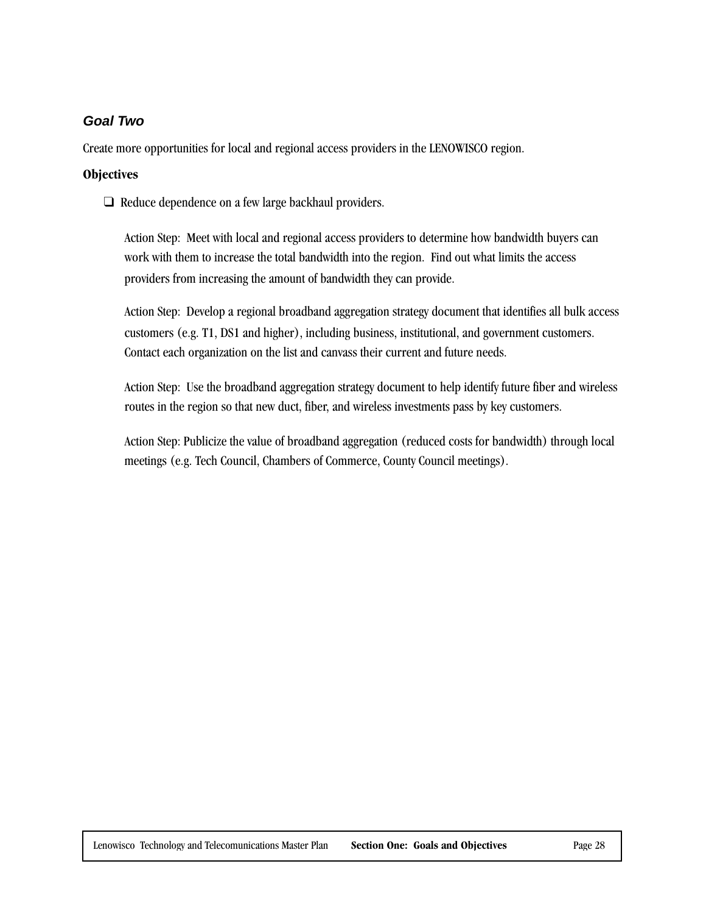### *Goal Two*

Create more opportunities for local and regional access providers in the LENOWISCO region.

**Objectives**

- ❑ Reduce dependence on a few large backhaul providers.

  Action Step: Meet with local and regional access providers to determine how bandwidth buyers can work with them to increase the total bandwidth into the region. Find out what limits the access providers from increasing the amount of bandwidth they can provide.

  Action Step: Develop a regional broadband aggregation strategy document that identifies all bulk access customers (e.g. T1, DS1 and higher), including business, institutional, and government customers. Contact each organization on the list and canvass their current and future needs.

  Action Step: Use the broadband aggregation strategy document to help identify future fiber and wireless routes in the region so that new duct, fiber, and wireless investments pass by key customers.

  Action Step: Publicize the value of broadband aggregation (reduced costs for bandwidth) through local meetings (e.g. Tech Council, Chambers of Commerce, County Council meetings).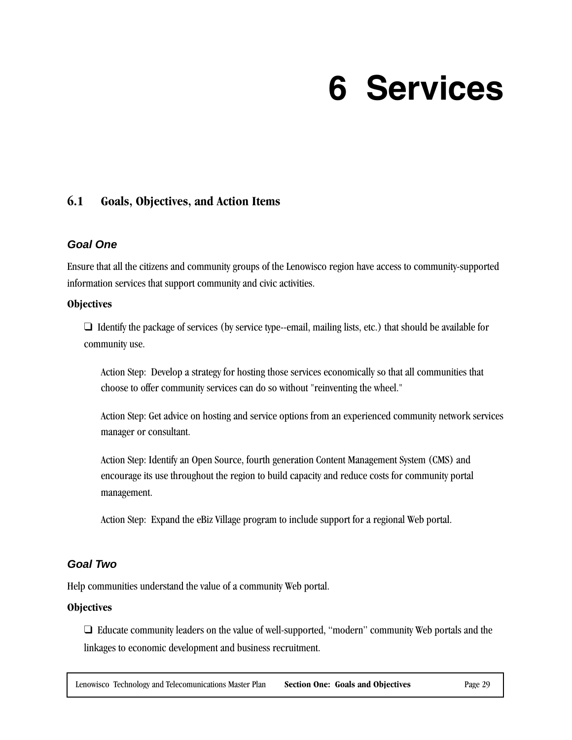# 6 Services

## 6.1 Goals, Objectives, and Action Items

### *Goal One*

Ensure that all the citizens and community groups of the Lenowisco region have access to community-supported information services that support community and civic activities.

**Objectives**

❑ Identify the package of services (by service type--email, mailing lists, etc.) that should be available for community use.

> Action Step: Develop a strategy for hosting those services economically so that all communities that choose to offer community services can do so without "reinventing the wheel."
>
> Action Step: Get advice on hosting and service options from an experienced community network services manager or consultant.
>
> Action Step: Identify an Open Source, fourth generation Content Management System (CMS) and encourage its use throughout the region to build capacity and reduce costs for community portal management.
>
> Action Step: Expand the eBiz Village program to include support for a regional Web portal.

### *Goal Two*

Help communities understand the value of a community Web portal.

**Objectives**

❑ Educate community leaders on the value of well-supported, "modern" community Web portals and the linkages to economic development and business recruitment.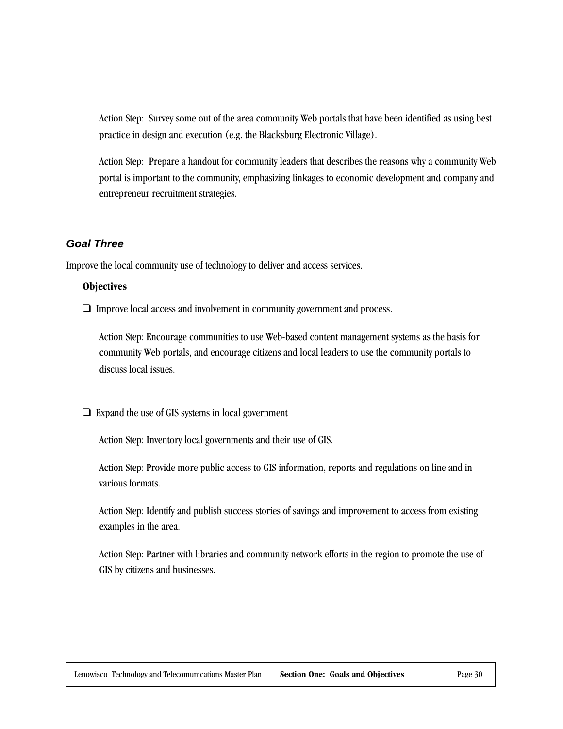Action Step: Survey some out of the area community Web portals that have been identified as using best practice in design and execution (e.g. the Blacksburg Electronic Village).

Action Step: Prepare a handout for community leaders that describes the reasons why a community Web portal is important to the community, emphasizing linkages to economic development and company and entrepreneur recruitment strategies.

### *Goal Three*

Improve the local community use of technology to deliver and access services.

**Objectives**

- ❑ Improve local access and involvement in community government and process.

  Action Step: Encourage communities to use Web-based content management systems as the basis for community Web portals, and encourage citizens and local leaders to use the community portals to discuss local issues.

- ❑ Expand the use of GIS systems in local government

  Action Step: Inventory local governments and their use of GIS.

  Action Step: Provide more public access to GIS information, reports and regulations on line and in various formats.

  Action Step: Identify and publish success stories of savings and improvement to access from existing examples in the area.

  Action Step: Partner with libraries and community network efforts in the region to promote the use of GIS by citizens and businesses.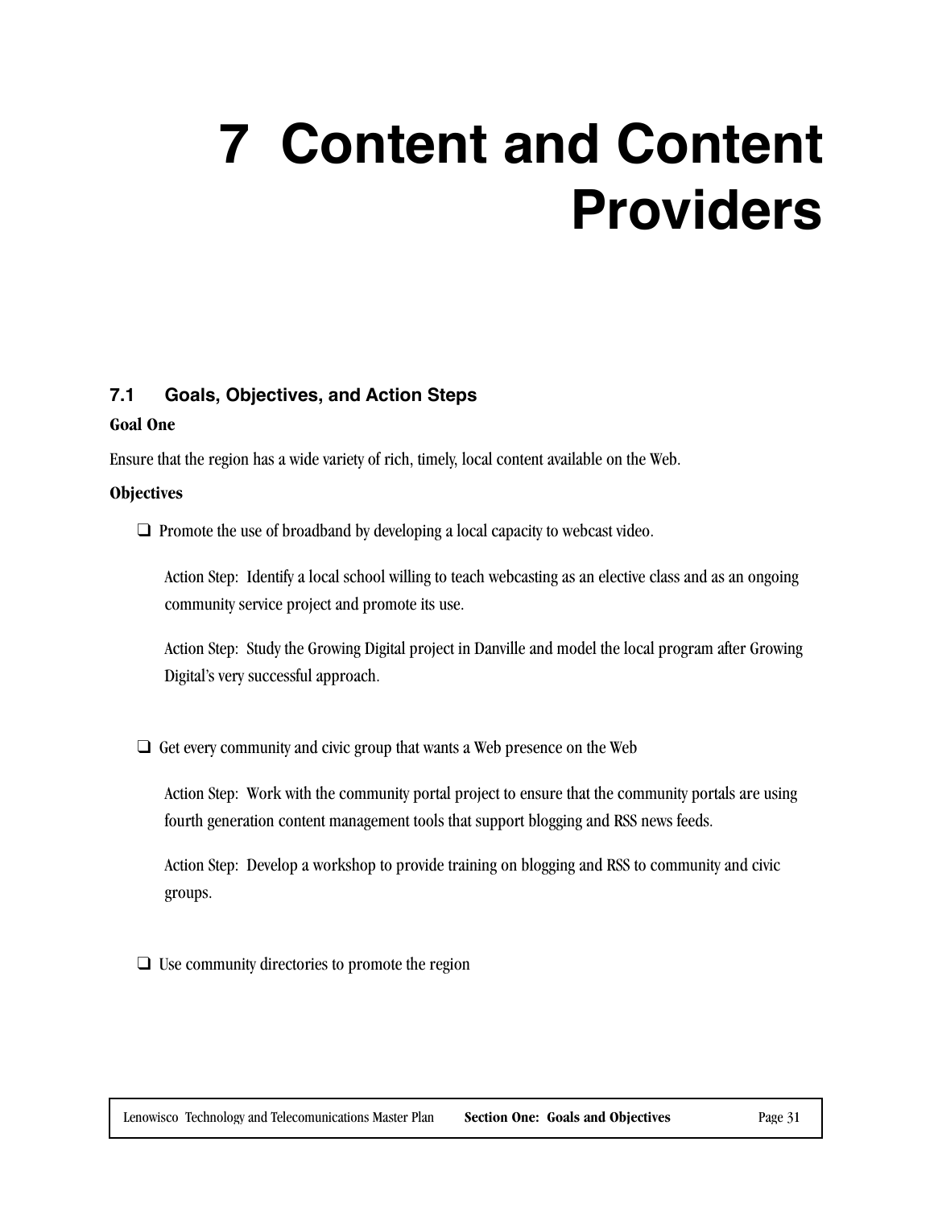# 7 Content and Content Providers

## 7.1 Goals, Objectives, and Action Steps

**Goal One**

Ensure that the region has a wide variety of rich, timely, local content available on the Web.

**Objectives**

- ❑ Promote the use of broadband by developing a local capacity to webcast video.

  Action Step: Identify a local school willing to teach webcasting as an elective class and as an ongoing community service project and promote its use.

  Action Step: Study the Growing Digital project in Danville and model the local program after Growing Digital's very successful approach.

- ❑ Get every community and civic group that wants a Web presence on the Web

  Action Step: Work with the community portal project to ensure that the community portals are using fourth generation content management tools that support blogging and RSS news feeds.

  Action Step: Develop a workshop to provide training on blogging and RSS to community and civic groups.

- ❑ Use community directories to promote the region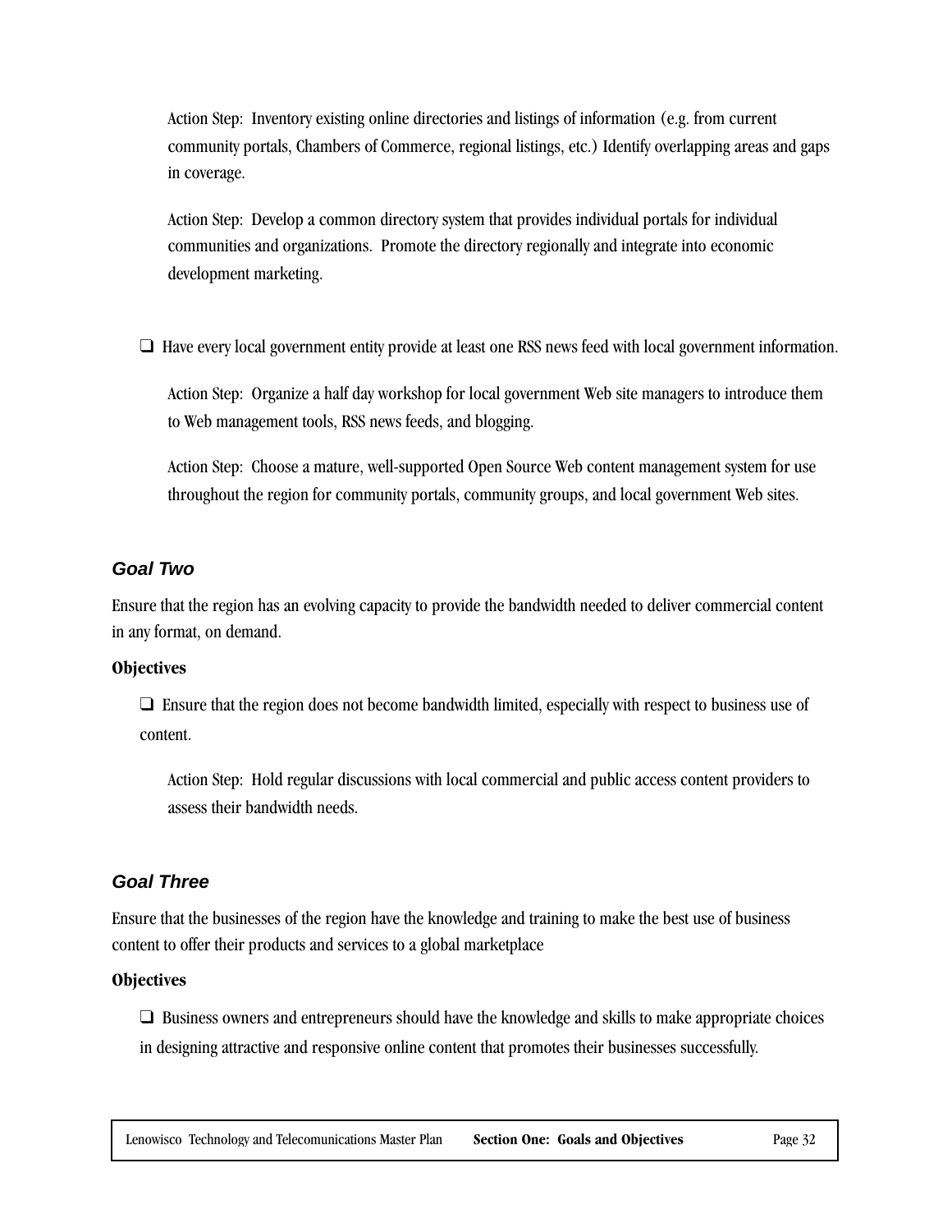Action Step: Inventory existing online directories and listings of information (e.g. from current community portals, Chambers of Commerce, regional listings, etc.) Identify overlapping areas and gaps in coverage.

Action Step: Develop a common directory system that provides individual portals for individual communities and organizations. Promote the directory regionally and integrate into economic development marketing.

- ❑ Have every local government entity provide at least one RSS news feed with local government information.

Action Step: Organize a half day workshop for local government Web site managers to introduce them to Web management tools, RSS news feeds, and blogging.

Action Step: Choose a mature, well-supported Open Source Web content management system for use throughout the region for community portals, community groups, and local government Web sites.

### *Goal Two*

Ensure that the region has an evolving capacity to provide the bandwidth needed to deliver commercial content in any format, on demand.

**Objectives**

- ❑ Ensure that the region does not become bandwidth limited, especially with respect to business use of content.

Action Step: Hold regular discussions with local commercial and public access content providers to assess their bandwidth needs.

### *Goal Three*

Ensure that the businesses of the region have the knowledge and training to make the best use of business content to offer their products and services to a global marketplace

**Objectives**

- ❑ Business owners and entrepreneurs should have the knowledge and skills to make appropriate choices in designing attractive and responsive online content that promotes their businesses successfully.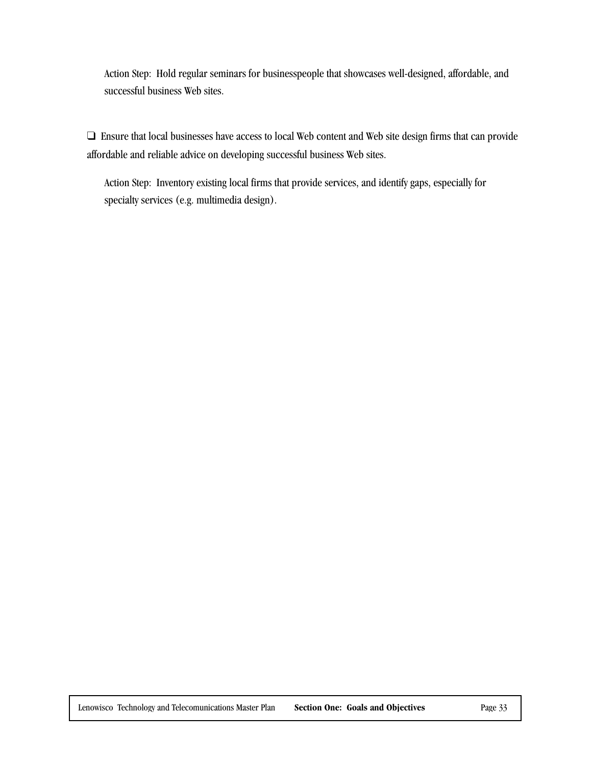Action Step: Hold regular seminars for businesspeople that showcases well-designed, affordable, and successful business Web sites.

- Ensure that local businesses have access to local Web content and Web site design firms that can provide affordable and reliable advice on developing successful business Web sites.

  Action Step: Inventory existing local firms that provide services, and identify gaps, especially for specialty services (e.g. multimedia design).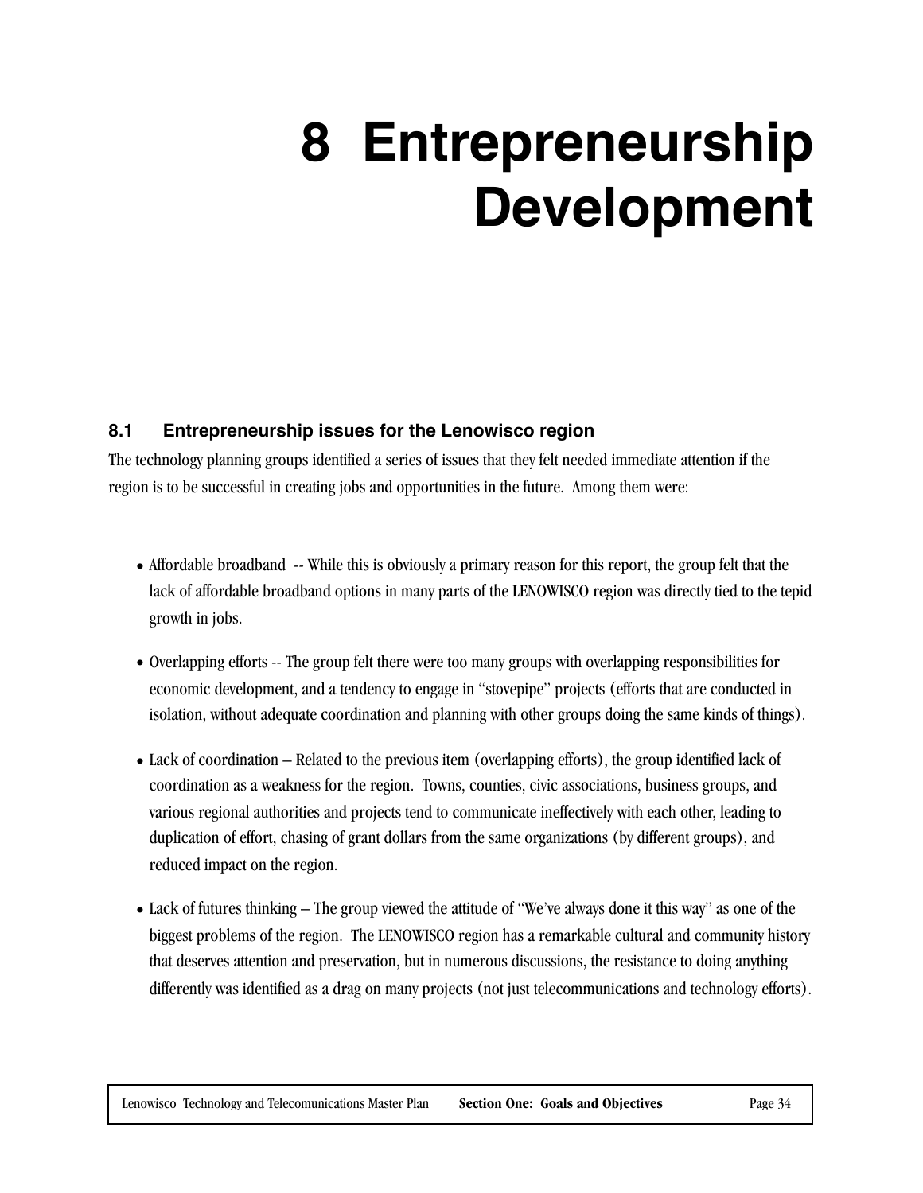# 8 Entrepreneurship Development

## 8.1 Entrepreneurship issues for the Lenowisco region

The technology planning groups identified a series of issues that they felt needed immediate attention if the region is to be successful in creating jobs and opportunities in the future. Among them were:

- Affordable broadband -- While this is obviously a primary reason for this report, the group felt that the lack of affordable broadband options in many parts of the LENOWISCO region was directly tied to the tepid growth in jobs.
- Overlapping efforts -- The group felt there were too many groups with overlapping responsibilities for economic development, and a tendency to engage in "stovepipe" projects (efforts that are conducted in isolation, without adequate coordination and planning with other groups doing the same kinds of things).
- Lack of coordination – Related to the previous item (overlapping efforts), the group identified lack of coordination as a weakness for the region. Towns, counties, civic associations, business groups, and various regional authorities and projects tend to communicate ineffectively with each other, leading to duplication of effort, chasing of grant dollars from the same organizations (by different groups), and reduced impact on the region.
- Lack of futures thinking – The group viewed the attitude of "We've always done it this way" as one of the biggest problems of the region. The LENOWISCO region has a remarkable cultural and community history that deserves attention and preservation, but in numerous discussions, the resistance to doing anything differently was identified as a drag on many projects (not just telecommunications and technology efforts).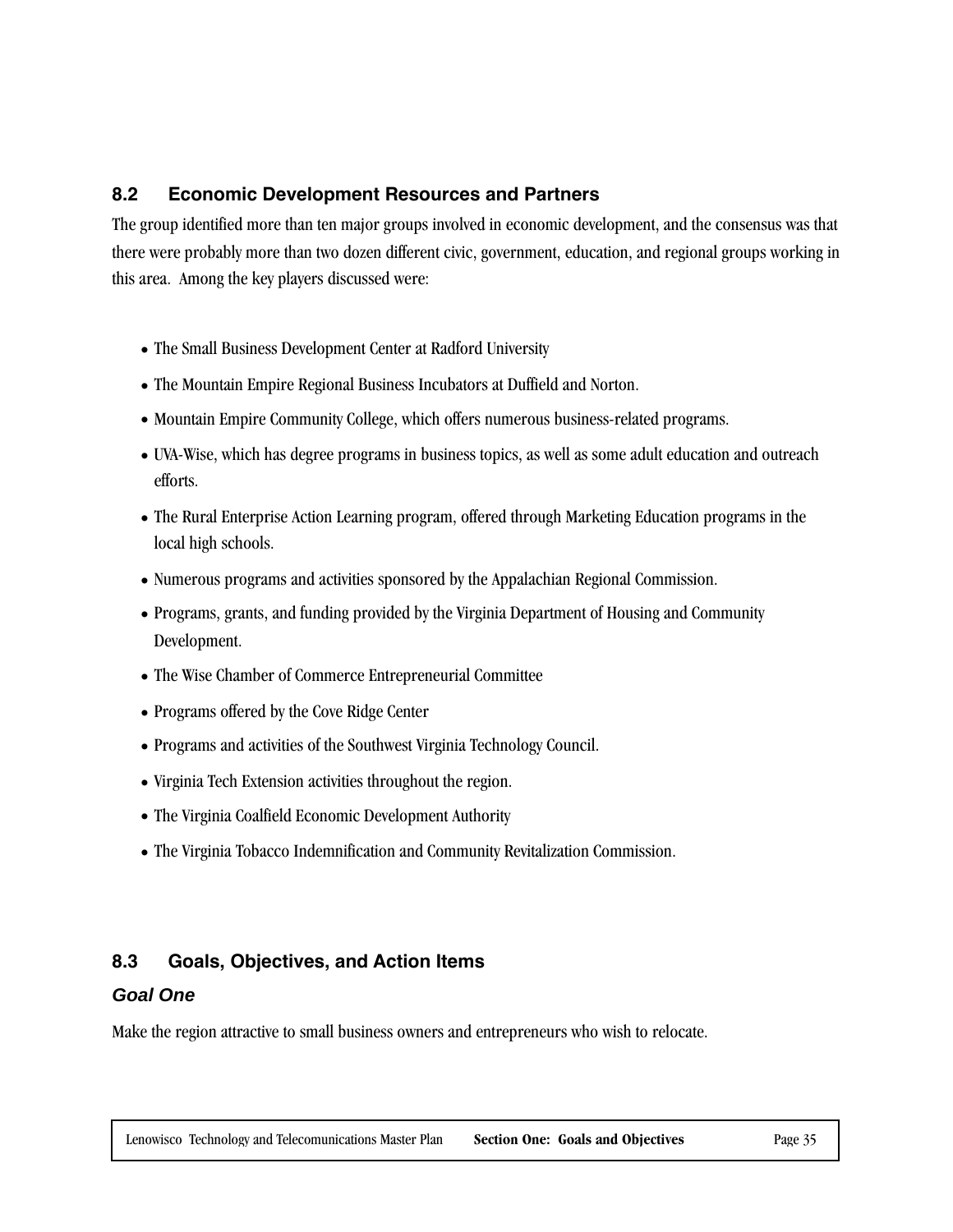## 8.2 Economic Development Resources and Partners

The group identified more than ten major groups involved in economic development, and the consensus was that there were probably more than two dozen different civic, government, education, and regional groups working in this area. Among the key players discussed were:

- The Small Business Development Center at Radford University
- The Mountain Empire Regional Business Incubators at Duffield and Norton.
- Mountain Empire Community College, which offers numerous business-related programs.
- UVA-Wise, which has degree programs in business topics, as well as some adult education and outreach efforts.
- The Rural Enterprise Action Learning program, offered through Marketing Education programs in the local high schools.
- Numerous programs and activities sponsored by the Appalachian Regional Commission.
- Programs, grants, and funding provided by the Virginia Department of Housing and Community Development.
- The Wise Chamber of Commerce Entrepreneurial Committee
- Programs offered by the Cove Ridge Center
- Programs and activities of the Southwest Virginia Technology Council.
- Virginia Tech Extension activities throughout the region.
- The Virginia Coalfield Economic Development Authority
- The Virginia Tobacco Indemnification and Community Revitalization Commission.

## 8.3 Goals, Objectives, and Action Items

### *Goal One*

Make the region attractive to small business owners and entrepreneurs who wish to relocate.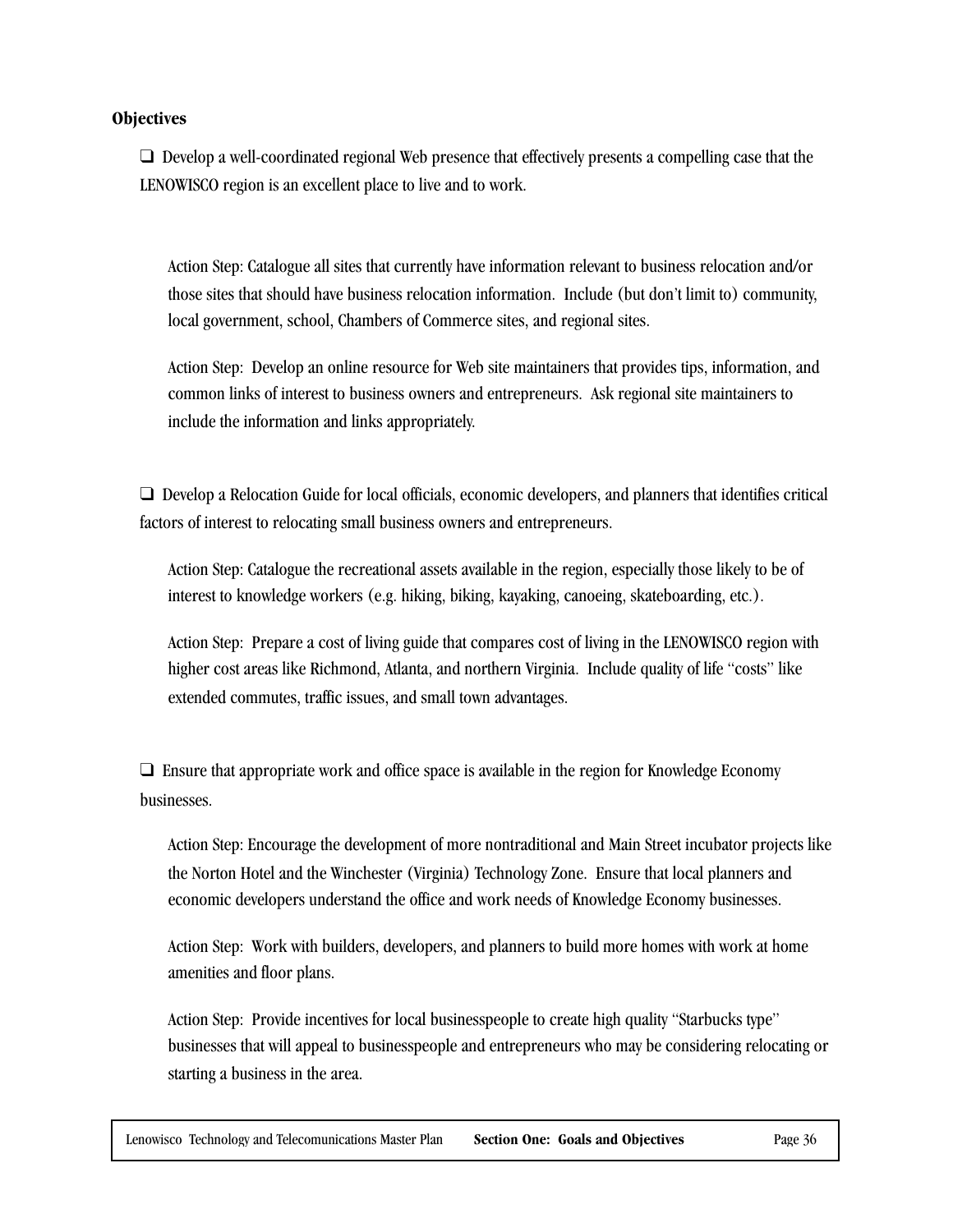**Objectives**

- ❑ Develop a well-coordinated regional Web presence that effectively presents a compelling case that the LENOWISCO region is an excellent place to live and to work.

  Action Step: Catalogue all sites that currently have information relevant to business relocation and/or those sites that should have business relocation information. Include (but don't limit to) community, local government, school, Chambers of Commerce sites, and regional sites.

  Action Step: Develop an online resource for Web site maintainers that provides tips, information, and common links of interest to business owners and entrepreneurs. Ask regional site maintainers to include the information and links appropriately.

- ❑ Develop a Relocation Guide for local officials, economic developers, and planners that identifies critical factors of interest to relocating small business owners and entrepreneurs.

  Action Step: Catalogue the recreational assets available in the region, especially those likely to be of interest to knowledge workers (e.g. hiking, biking, kayaking, canoeing, skateboarding, etc.).

  Action Step: Prepare a cost of living guide that compares cost of living in the LENOWISCO region with higher cost areas like Richmond, Atlanta, and northern Virginia. Include quality of life "costs" like extended commutes, traffic issues, and small town advantages.

- ❑ Ensure that appropriate work and office space is available in the region for Knowledge Economy businesses.

  Action Step: Encourage the development of more nontraditional and Main Street incubator projects like the Norton Hotel and the Winchester (Virginia) Technology Zone. Ensure that local planners and economic developers understand the office and work needs of Knowledge Economy businesses.

  Action Step: Work with builders, developers, and planners to build more homes with work at home amenities and floor plans.

  Action Step: Provide incentives for local businesspeople to create high quality "Starbucks type" businesses that will appeal to businesspeople and entrepreneurs who may be considering relocating or starting a business in the area.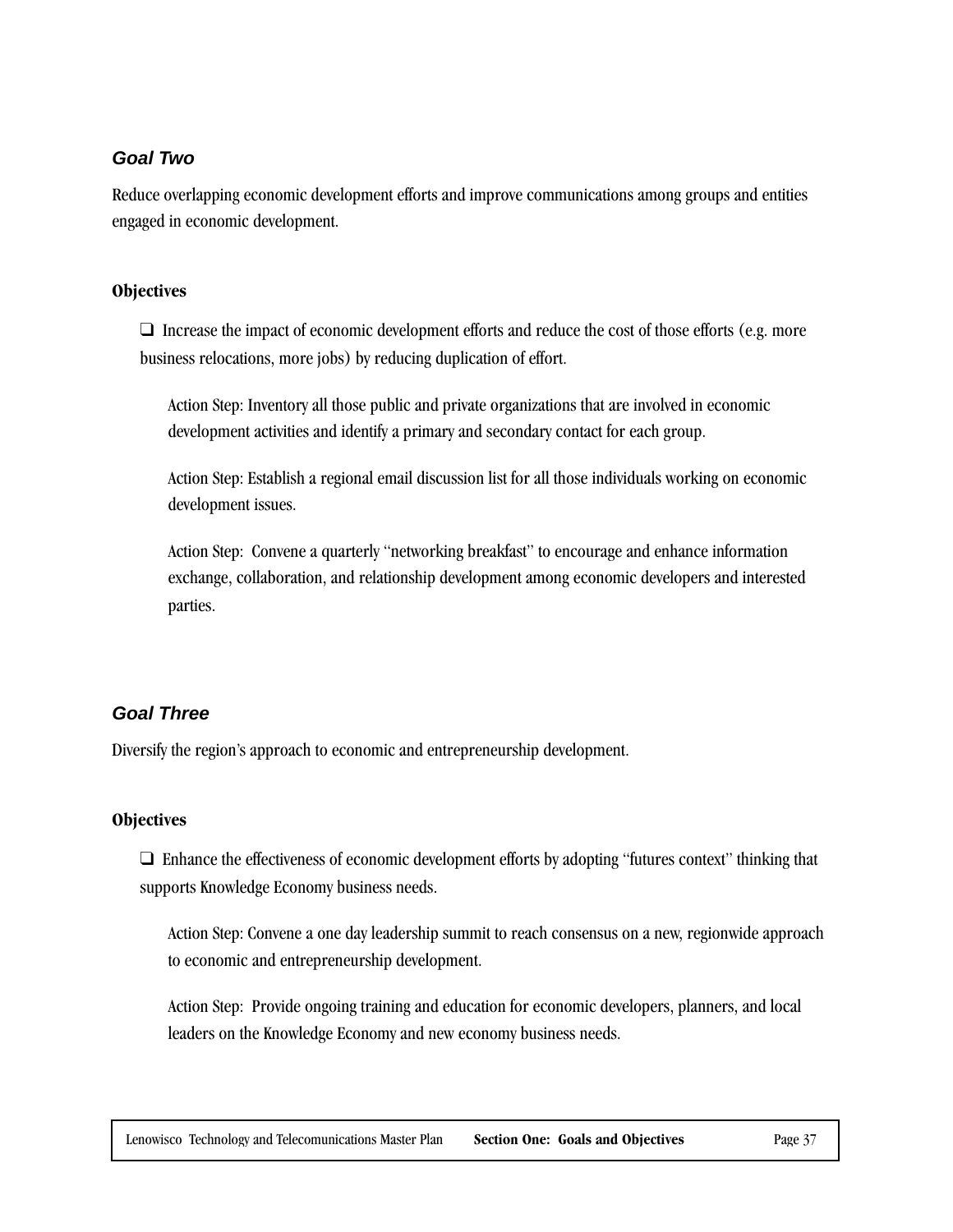### *Goal Two*

Reduce overlapping economic development efforts and improve communications among groups and entities engaged in economic development.

**Objectives**

- ❑ Increase the impact of economic development efforts and reduce the cost of those efforts (e.g. more business relocations, more jobs) by reducing duplication of effort.

  Action Step: Inventory all those public and private organizations that are involved in economic development activities and identify a primary and secondary contact for each group.

  Action Step: Establish a regional email discussion list for all those individuals working on economic development issues.

  Action Step: Convene a quarterly "networking breakfast" to encourage and enhance information exchange, collaboration, and relationship development among economic developers and interested parties.

### *Goal Three*

Diversify the region's approach to economic and entrepreneurship development.

**Objectives**

- ❑ Enhance the effectiveness of economic development efforts by adopting "futures context" thinking that supports Knowledge Economy business needs.

  Action Step: Convene a one day leadership summit to reach consensus on a new, regionwide approach to economic and entrepreneurship development.

  Action Step: Provide ongoing training and education for economic developers, planners, and local leaders on the Knowledge Economy and new economy business needs.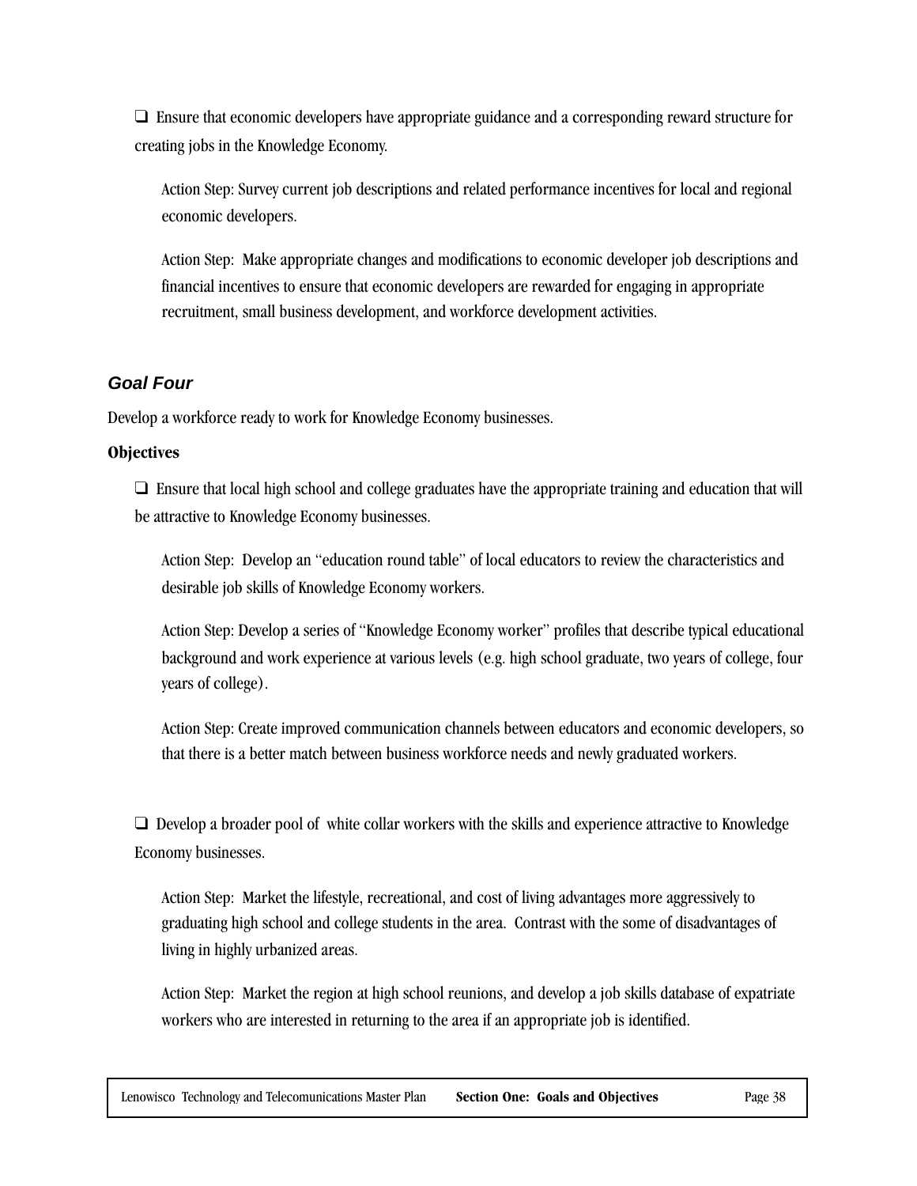- Ensure that economic developers have appropriate guidance and a corresponding reward structure for creating jobs in the Knowledge Economy.

  Action Step: Survey current job descriptions and related performance incentives for local and regional economic developers.

  Action Step: Make appropriate changes and modifications to economic developer job descriptions and financial incentives to ensure that economic developers are rewarded for engaging in appropriate recruitment, small business development, and workforce development activities.

### *Goal Four*

Develop a workforce ready to work for Knowledge Economy businesses.

**Objectives**

- Ensure that local high school and college graduates have the appropriate training and education that will be attractive to Knowledge Economy businesses.

  Action Step: Develop an "education round table" of local educators to review the characteristics and desirable job skills of Knowledge Economy workers.

  Action Step: Develop a series of "Knowledge Economy worker" profiles that describe typical educational background and work experience at various levels (e.g. high school graduate, two years of college, four years of college).

  Action Step: Create improved communication channels between educators and economic developers, so that there is a better match between business workforce needs and newly graduated workers.

- Develop a broader pool of white collar workers with the skills and experience attractive to Knowledge Economy businesses.

  Action Step: Market the lifestyle, recreational, and cost of living advantages more aggressively to graduating high school and college students in the area. Contrast with the some of disadvantages of living in highly urbanized areas.

  Action Step: Market the region at high school reunions, and develop a job skills database of expatriate workers who are interested in returning to the area if an appropriate job is identified.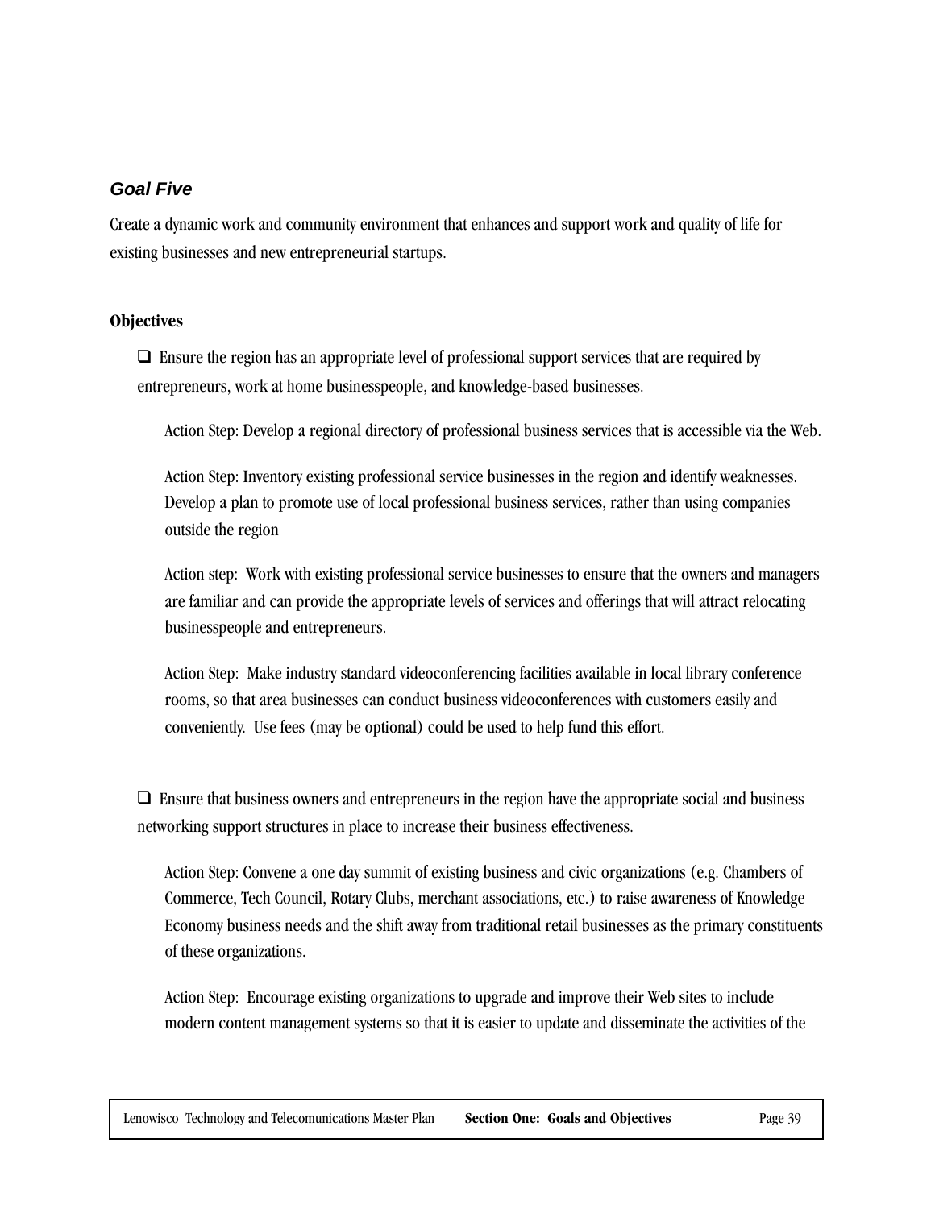### *Goal Five*

Create a dynamic work and community environment that enhances and support work and quality of life for existing businesses and new entrepreneurial startups.

**Objectives**

- ❑ Ensure the region has an appropriate level of professional support services that are required by entrepreneurs, work at home businesspeople, and knowledge-based businesses.

  Action Step: Develop a regional directory of professional business services that is accessible via the Web.

  Action Step: Inventory existing professional service businesses in the region and identify weaknesses. Develop a plan to promote use of local professional business services, rather than using companies outside the region

  Action step: Work with existing professional service businesses to ensure that the owners and managers are familiar and can provide the appropriate levels of services and offerings that will attract relocating businesspeople and entrepreneurs.

  Action Step: Make industry standard videoconferencing facilities available in local library conference rooms, so that area businesses can conduct business videoconferences with customers easily and conveniently. Use fees (may be optional) could be used to help fund this effort.

- ❑ Ensure that business owners and entrepreneurs in the region have the appropriate social and business networking support structures in place to increase their business effectiveness.

  Action Step: Convene a one day summit of existing business and civic organizations (e.g. Chambers of Commerce, Tech Council, Rotary Clubs, merchant associations, etc.) to raise awareness of Knowledge Economy business needs and the shift away from traditional retail businesses as the primary constituents of these organizations.

  Action Step: Encourage existing organizations to upgrade and improve their Web sites to include modern content management systems so that it is easier to update and disseminate the activities of the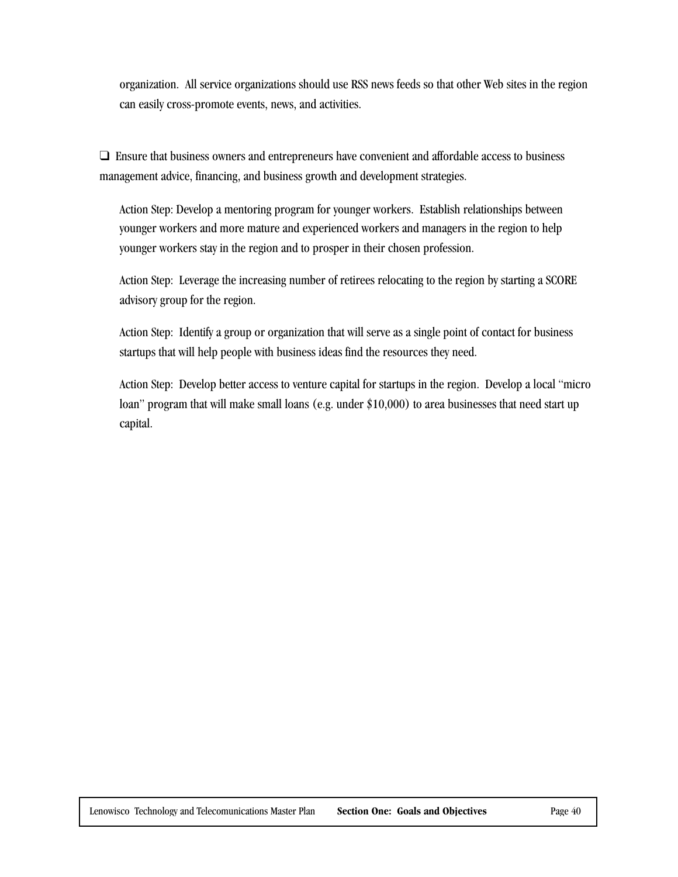organization. All service organizations should use RSS news feeds so that other Web sites in the region can easily cross-promote events, news, and activities.

❑ Ensure that business owners and entrepreneurs have convenient and affordable access to business management advice, financing, and business growth and development strategies.

Action Step: Develop a mentoring program for younger workers. Establish relationships between younger workers and more mature and experienced workers and managers in the region to help younger workers stay in the region and to prosper in their chosen profession.

Action Step: Leverage the increasing number of retirees relocating to the region by starting a SCORE advisory group for the region.

Action Step: Identify a group or organization that will serve as a single point of contact for business startups that will help people with business ideas find the resources they need.

Action Step: Develop better access to venture capital for startups in the region. Develop a local "micro loan" program that will make small loans (e.g. under $10,000) to area businesses that need start up capital.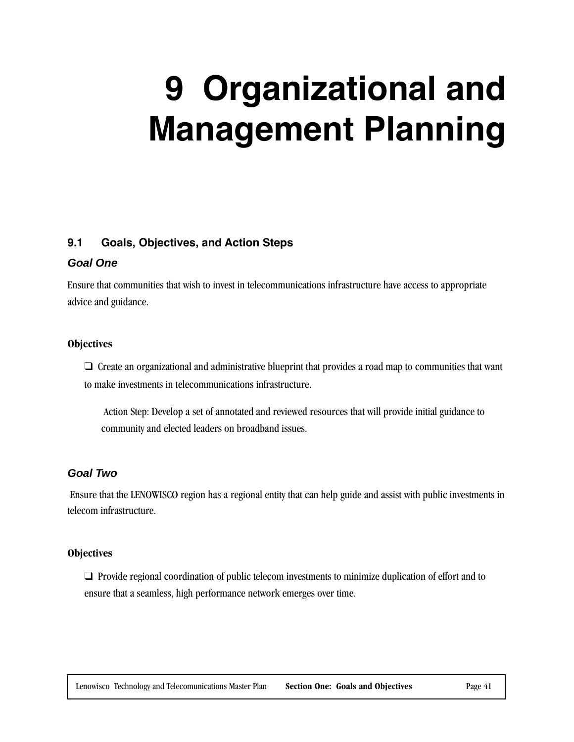# 9 Organizational and Management Planning

## 9.1 Goals, Objectives, and Action Steps

### *Goal One*

Ensure that communities that wish to invest in telecommunications infrastructure have access to appropriate advice and guidance.

**Objectives**

- ❑ Create an organizational and administrative blueprint that provides a road map to communities that want to make investments in telecommunications infrastructure.

  Action Step: Develop a set of annotated and reviewed resources that will provide initial guidance to community and elected leaders on broadband issues.

### *Goal Two*

Ensure that the LENOWISCO region has a regional entity that can help guide and assist with public investments in telecom infrastructure.

**Objectives**

- ❑ Provide regional coordination of public telecom investments to minimize duplication of effort and to ensure that a seamless, high performance network emerges over time.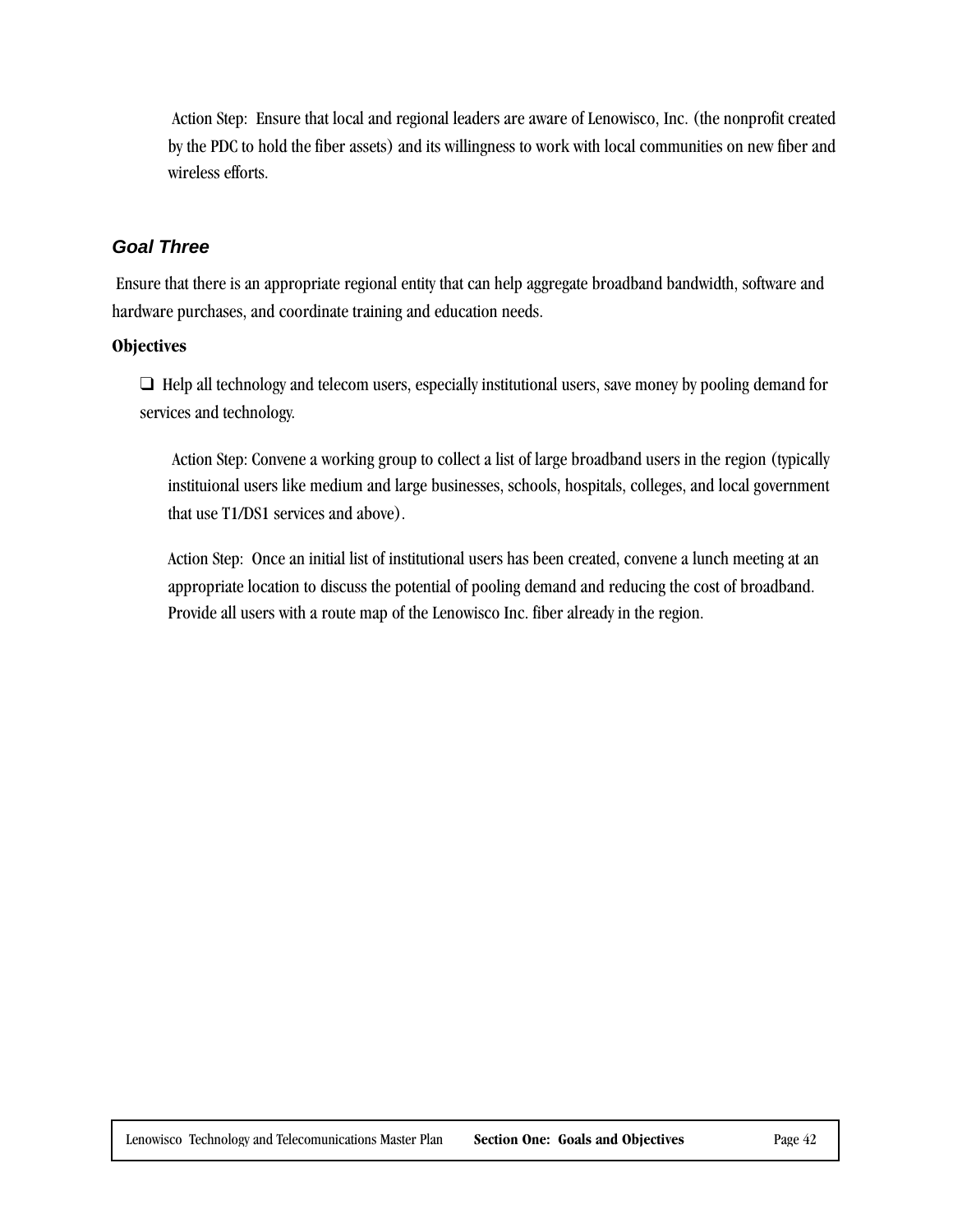Action Step: Ensure that local and regional leaders are aware of Lenowisco, Inc. (the nonprofit created by the PDC to hold the fiber assets) and its willingness to work with local communities on new fiber and wireless efforts.

### *Goal Three*

Ensure that there is an appropriate regional entity that can help aggregate broadband bandwidth, software and hardware purchases, and coordinate training and education needs.

**Objectives**

❑ Help all technology and telecom users, especially institutional users, save money by pooling demand for services and technology.

Action Step: Convene a working group to collect a list of large broadband users in the region (typically instituional users like medium and large businesses, schools, hospitals, colleges, and local government that use T1/DS1 services and above).

Action Step: Once an initial list of institutional users has been created, convene a lunch meeting at an appropriate location to discuss the potential of pooling demand and reducing the cost of broadband. Provide all users with a route map of the Lenowisco Inc. fiber already in the region.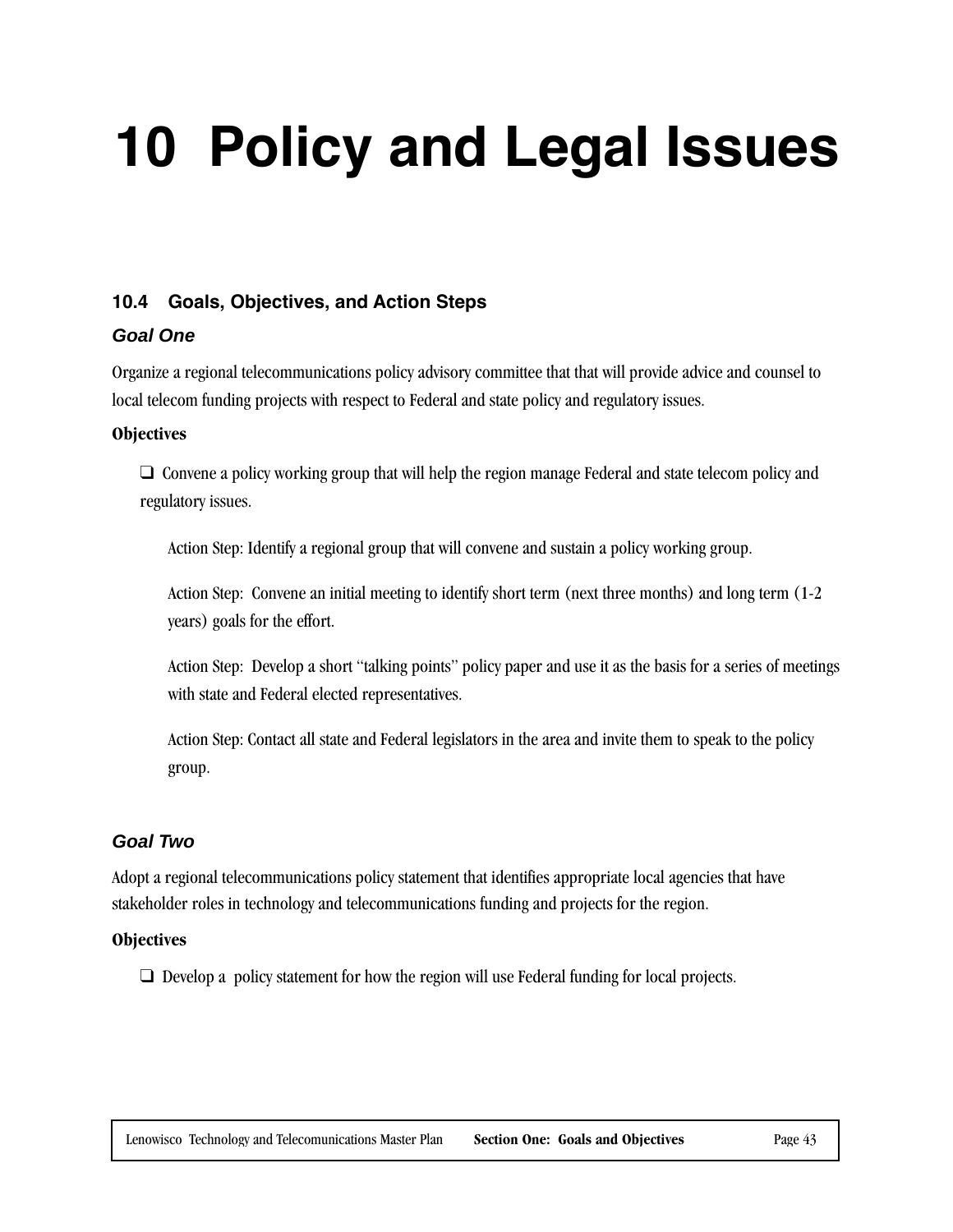# 10 Policy and Legal Issues

## 10.4 Goals, Objectives, and Action Steps

### *Goal One*

Organize a regional telecommunications policy advisory committee that that will provide advice and counsel to local telecom funding projects with respect to Federal and state policy and regulatory issues.

**Objectives**

- ❑ Convene a policy working group that will help the region manage Federal and state telecom policy and regulatory issues.

  Action Step: Identify a regional group that will convene and sustain a policy working group.

  Action Step: Convene an initial meeting to identify short term (next three months) and long term (1-2 years) goals for the effort.

  Action Step: Develop a short "talking points" policy paper and use it as the basis for a series of meetings with state and Federal elected representatives.

  Action Step: Contact all state and Federal legislators in the area and invite them to speak to the policy group.

### *Goal Two*

Adopt a regional telecommunications policy statement that identifies appropriate local agencies that have stakeholder roles in technology and telecommunications funding and projects for the region.

**Objectives**

- ❑ Develop a policy statement for how the region will use Federal funding for local projects.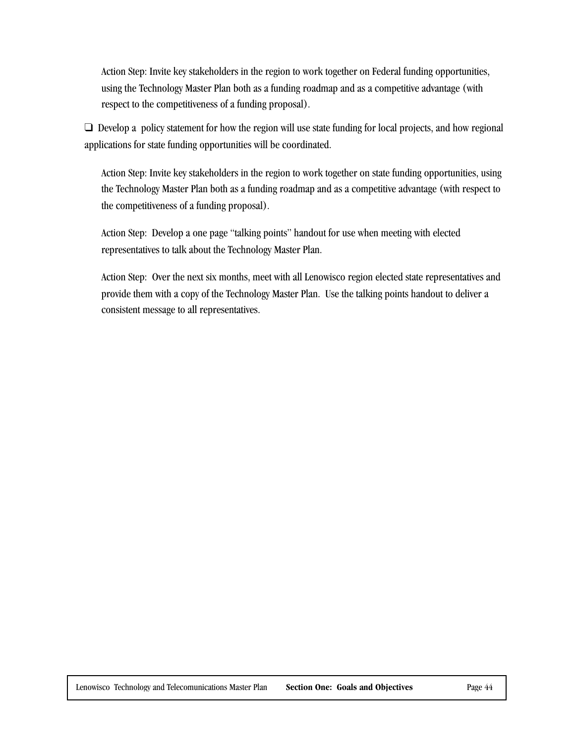Action Step: Invite key stakeholders in the region to work together on Federal funding opportunities, using the Technology Master Plan both as a funding roadmap and as a competitive advantage (with respect to the competitiveness of a funding proposal).

❑ Develop a policy statement for how the region will use state funding for local projects, and how regional applications for state funding opportunities will be coordinated.

Action Step: Invite key stakeholders in the region to work together on state funding opportunities, using the Technology Master Plan both as a funding roadmap and as a competitive advantage (with respect to the competitiveness of a funding proposal).

Action Step: Develop a one page "talking points" handout for use when meeting with elected representatives to talk about the Technology Master Plan.

Action Step: Over the next six months, meet with all Lenowisco region elected state representatives and provide them with a copy of the Technology Master Plan. Use the talking points handout to deliver a consistent message to all representatives.